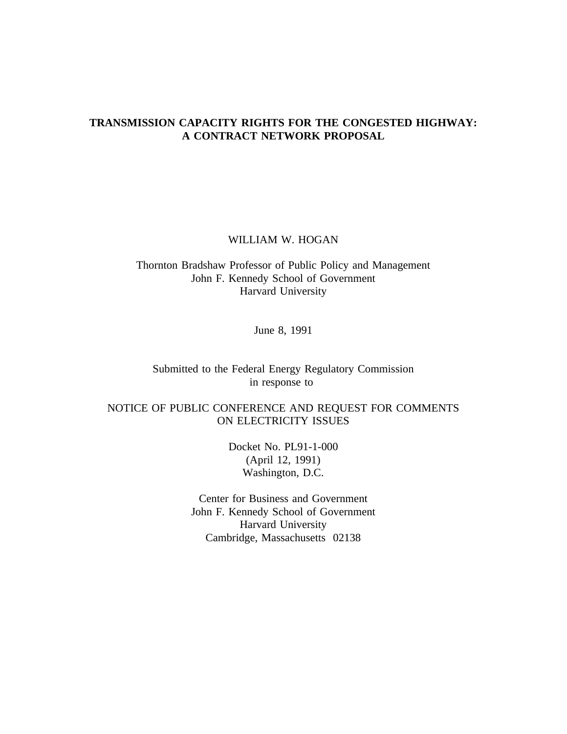# TRANSMISSION CAPACITY RIGHTS FOR THE CONGESTED HIGHWAY: A CONTRACT NETWORK PROPOSAL

WILLIAM W. HOGAN

Thornton Bradshaw Professor of Public Policy and Management
John F. Kennedy School of Government
Harvard University

June 8, 1991

Submitted to the Federal Energy Regulatory Commission
in response to

NOTICE OF PUBLIC CONFERENCE AND REQUEST FOR COMMENTS
ON ELECTRICITY ISSUES

Docket No. PL91-1-000
(April 12, 1991)
Washington, D.C.

Center for Business and Government
John F. Kennedy School of Government
Harvard University
Cambridge, Massachusetts 02138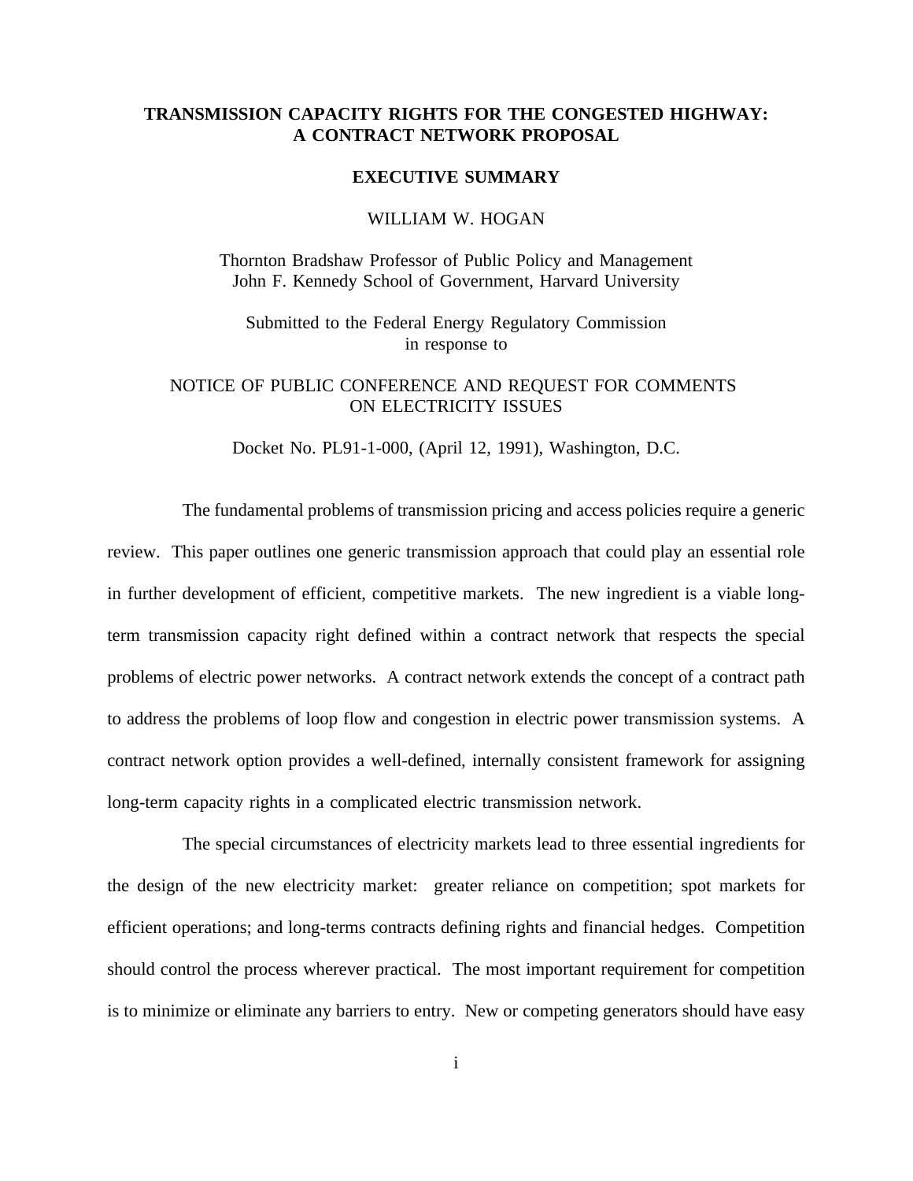# TRANSMISSION CAPACITY RIGHTS FOR THE CONGESTED HIGHWAY: A CONTRACT NETWORK PROPOSAL

## EXECUTIVE SUMMARY

WILLIAM W. HOGAN

Thornton Bradshaw Professor of Public Policy and Management
John F. Kennedy School of Government, Harvard University

Submitted to the Federal Energy Regulatory Commission
in response to

NOTICE OF PUBLIC CONFERENCE AND REQUEST FOR COMMENTS
ON ELECTRICITY ISSUES

Docket No. PL91-1-000, (April 12, 1991), Washington, D.C.

The fundamental problems of transmission pricing and access policies require a generic review. This paper outlines one generic transmission approach that could play an essential role in further development of efficient, competitive markets. The new ingredient is a viable long-term transmission capacity right defined within a contract network that respects the special problems of electric power networks. A contract network extends the concept of a contract path to address the problems of loop flow and congestion in electric power transmission systems. A contract network option provides a well-defined, internally consistent framework for assigning long-term capacity rights in a complicated electric transmission network.

The special circumstances of electricity markets lead to three essential ingredients for the design of the new electricity market: greater reliance on competition; spot markets for efficient operations; and long-terms contracts defining rights and financial hedges. Competition should control the process wherever practical. The most important requirement for competition is to minimize or eliminate any barriers to entry. New or competing generators should have easy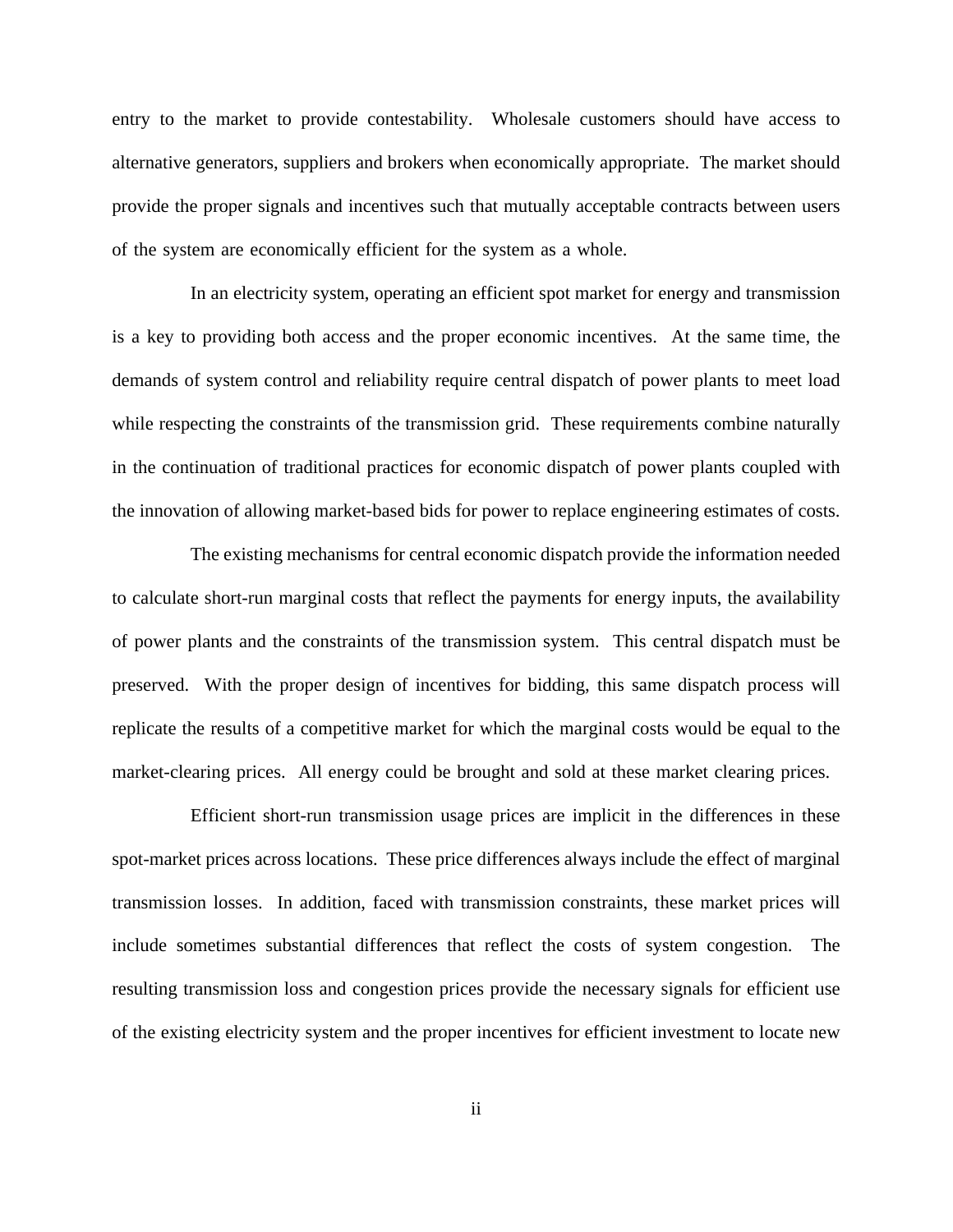entry to the market to provide contestability. Wholesale customers should have access to alternative generators, suppliers and brokers when economically appropriate. The market should provide the proper signals and incentives such that mutually acceptable contracts between users of the system are economically efficient for the system as a whole.

In an electricity system, operating an efficient spot market for energy and transmission is a key to providing both access and the proper economic incentives. At the same time, the demands of system control and reliability require central dispatch of power plants to meet load while respecting the constraints of the transmission grid. These requirements combine naturally in the continuation of traditional practices for economic dispatch of power plants coupled with the innovation of allowing market-based bids for power to replace engineering estimates of costs.

The existing mechanisms for central economic dispatch provide the information needed to calculate short-run marginal costs that reflect the payments for energy inputs, the availability of power plants and the constraints of the transmission system. This central dispatch must be preserved. With the proper design of incentives for bidding, this same dispatch process will replicate the results of a competitive market for which the marginal costs would be equal to the market-clearing prices. All energy could be brought and sold at these market clearing prices.

Efficient short-run transmission usage prices are implicit in the differences in these spot-market prices across locations. These price differences always include the effect of marginal transmission losses. In addition, faced with transmission constraints, these market prices will include sometimes substantial differences that reflect the costs of system congestion. The resulting transmission loss and congestion prices provide the necessary signals for efficient use of the existing electricity system and the proper incentives for efficient investment to locate new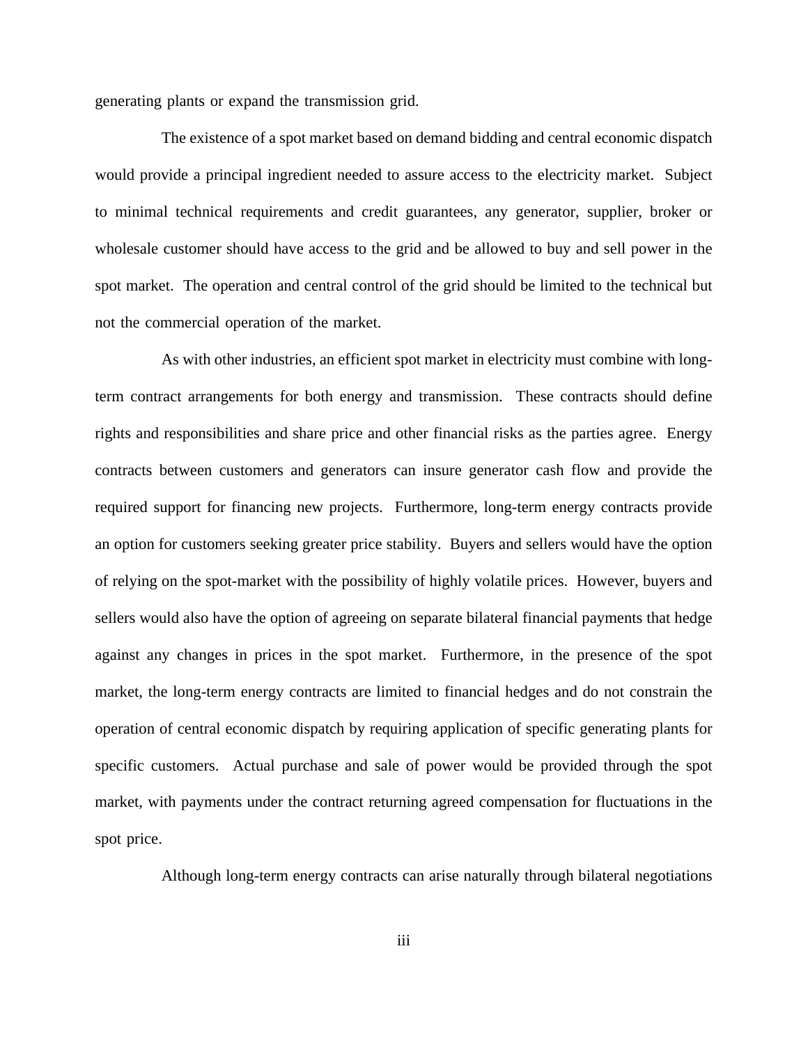generating plants or expand the transmission grid.

The existence of a spot market based on demand bidding and central economic dispatch would provide a principal ingredient needed to assure access to the electricity market. Subject to minimal technical requirements and credit guarantees, any generator, supplier, broker or wholesale customer should have access to the grid and be allowed to buy and sell power in the spot market. The operation and central control of the grid should be limited to the technical but not the commercial operation of the market.

As with other industries, an efficient spot market in electricity must combine with long-term contract arrangements for both energy and transmission. These contracts should define rights and responsibilities and share price and other financial risks as the parties agree. Energy contracts between customers and generators can insure generator cash flow and provide the required support for financing new projects. Furthermore, long-term energy contracts provide an option for customers seeking greater price stability. Buyers and sellers would have the option of relying on the spot-market with the possibility of highly volatile prices. However, buyers and sellers would also have the option of agreeing on separate bilateral financial payments that hedge against any changes in prices in the spot market. Furthermore, in the presence of the spot market, the long-term energy contracts are limited to financial hedges and do not constrain the operation of central economic dispatch by requiring application of specific generating plants for specific customers. Actual purchase and sale of power would be provided through the spot market, with payments under the contract returning agreed compensation for fluctuations in the spot price.

Although long-term energy contracts can arise naturally through bilateral negotiations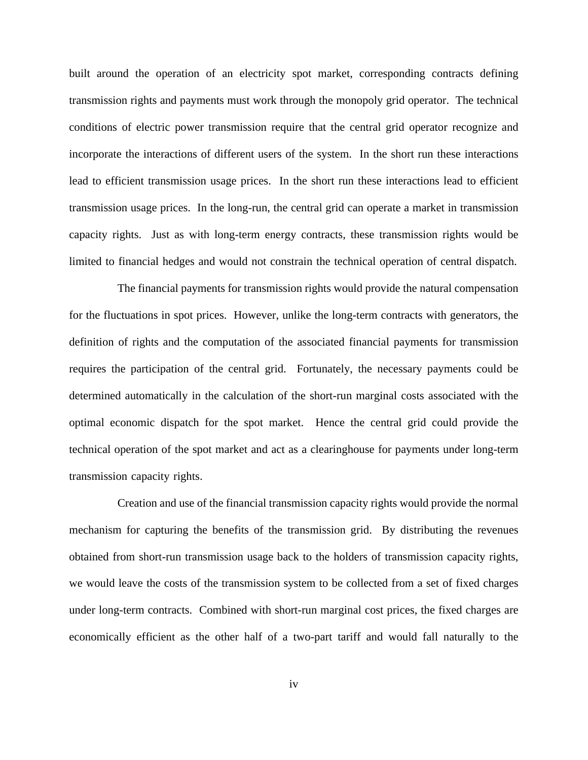built around the operation of an electricity spot market, corresponding contracts defining transmission rights and payments must work through the monopoly grid operator. The technical conditions of electric power transmission require that the central grid operator recognize and incorporate the interactions of different users of the system. In the short run these interactions lead to efficient transmission usage prices. In the short run these interactions lead to efficient transmission usage prices. In the long-run, the central grid can operate a market in transmission capacity rights. Just as with long-term energy contracts, these transmission rights would be limited to financial hedges and would not constrain the technical operation of central dispatch.

The financial payments for transmission rights would provide the natural compensation for the fluctuations in spot prices. However, unlike the long-term contracts with generators, the definition of rights and the computation of the associated financial payments for transmission requires the participation of the central grid. Fortunately, the necessary payments could be determined automatically in the calculation of the short-run marginal costs associated with the optimal economic dispatch for the spot market. Hence the central grid could provide the technical operation of the spot market and act as a clearinghouse for payments under long-term transmission capacity rights.

Creation and use of the financial transmission capacity rights would provide the normal mechanism for capturing the benefits of the transmission grid. By distributing the revenues obtained from short-run transmission usage back to the holders of transmission capacity rights, we would leave the costs of the transmission system to be collected from a set of fixed charges under long-term contracts. Combined with short-run marginal cost prices, the fixed charges are economically efficient as the other half of a two-part tariff and would fall naturally to the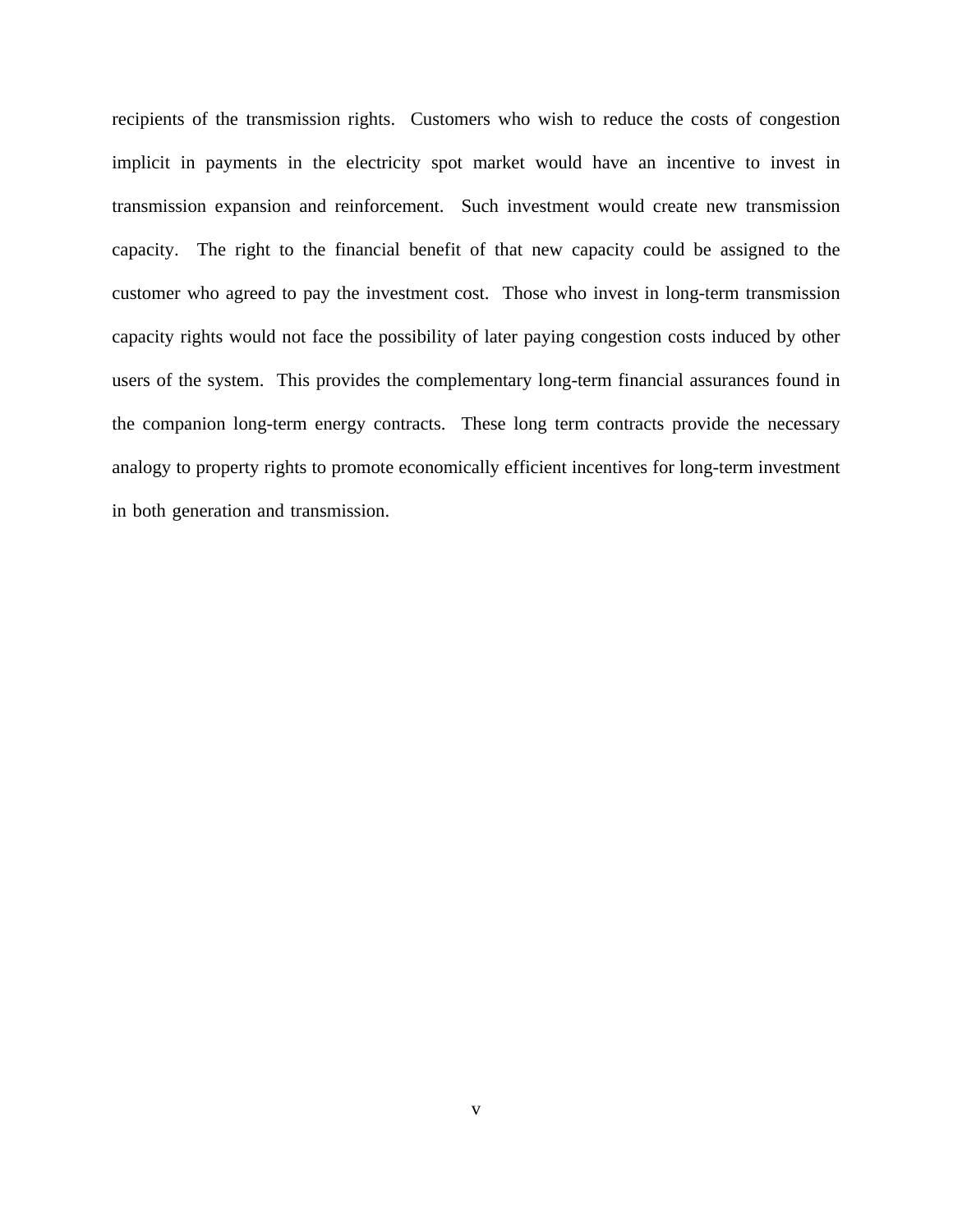recipients of the transmission rights. Customers who wish to reduce the costs of congestion implicit in payments in the electricity spot market would have an incentive to invest in transmission expansion and reinforcement. Such investment would create new transmission capacity. The right to the financial benefit of that new capacity could be assigned to the customer who agreed to pay the investment cost. Those who invest in long-term transmission capacity rights would not face the possibility of later paying congestion costs induced by other users of the system. This provides the complementary long-term financial assurances found in the companion long-term energy contracts. These long term contracts provide the necessary analogy to property rights to promote economically efficient incentives for long-term investment in both generation and transmission.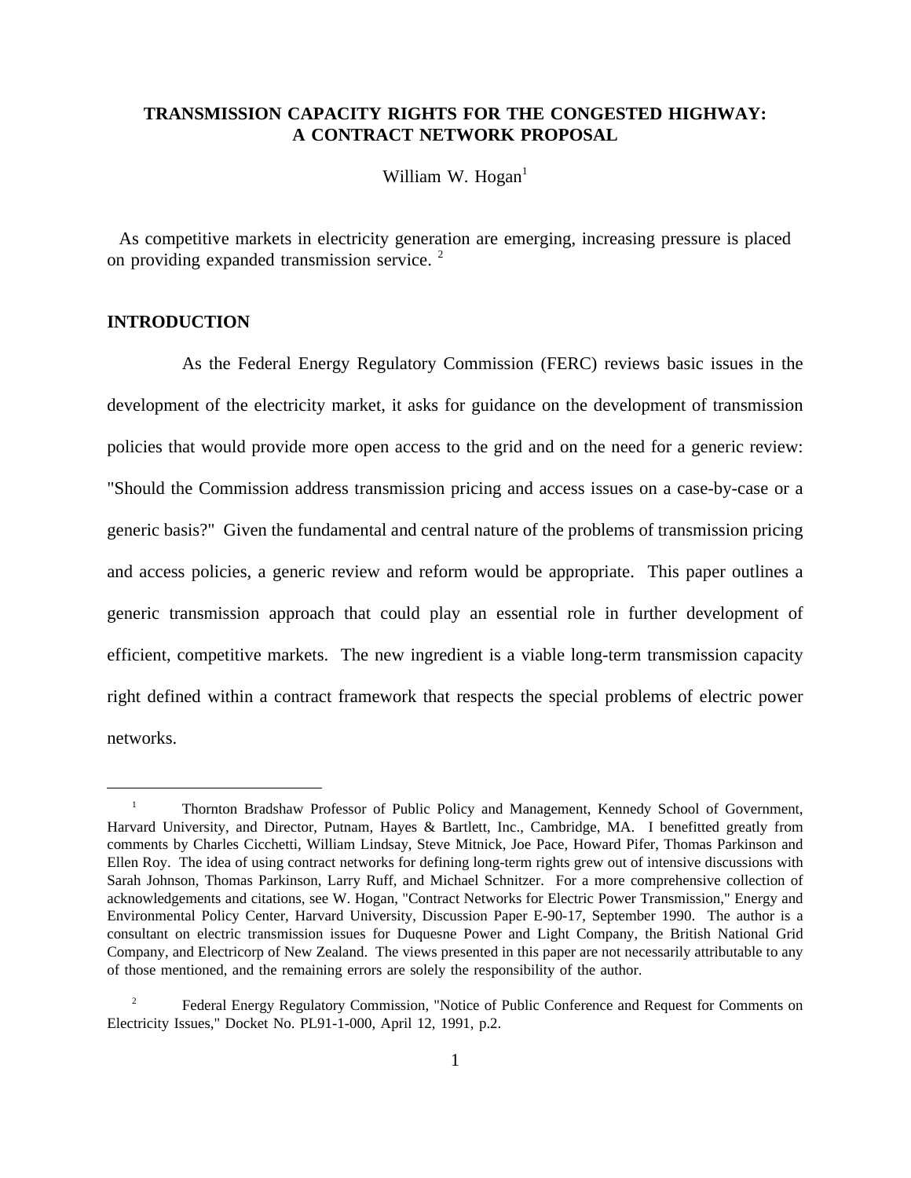# TRANSMISSION CAPACITY RIGHTS FOR THE CONGESTED HIGHWAY: A CONTRACT NETWORK PROPOSAL

William W. Hogan[1]

As competitive markets in electricity generation are emerging, increasing pressure is placed on providing expanded transmission service. [2]

## INTRODUCTION

As the Federal Energy Regulatory Commission (FERC) reviews basic issues in the development of the electricity market, it asks for guidance on the development of transmission policies that would provide more open access to the grid and on the need for a generic review: "Should the Commission address transmission pricing and access issues on a case-by-case or a generic basis?" Given the fundamental and central nature of the problems of transmission pricing and access policies, a generic review and reform would be appropriate. This paper outlines a generic transmission approach that could play an essential role in further development of efficient, competitive markets. The new ingredient is a viable long-term transmission capacity right defined within a contract framework that respects the special problems of electric power networks.

---

[1] Thornton Bradshaw Professor of Public Policy and Management, Kennedy School of Government, Harvard University, and Director, Putnam, Hayes & Bartlett, Inc., Cambridge, MA. I benefitted greatly from comments by Charles Cicchetti, William Lindsay, Steve Mitnick, Joe Pace, Howard Pifer, Thomas Parkinson and Ellen Roy. The idea of using contract networks for defining long-term rights grew out of intensive discussions with Sarah Johnson, Thomas Parkinson, Larry Ruff, and Michael Schnitzer. For a more comprehensive collection of acknowledgements and citations, see W. Hogan, "Contract Networks for Electric Power Transmission," Energy and Environmental Policy Center, Harvard University, Discussion Paper E-90-17, September 1990. The author is a consultant on electric transmission issues for Duquesne Power and Light Company, the British National Grid Company, and Electricorp of New Zealand. The views presented in this paper are not necessarily attributable to any of those mentioned, and the remaining errors are solely the responsibility of the author.

[2] Federal Energy Regulatory Commission, "Notice of Public Conference and Request for Comments on Electricity Issues," Docket No. PL91-1-000, April 12, 1991, p.2.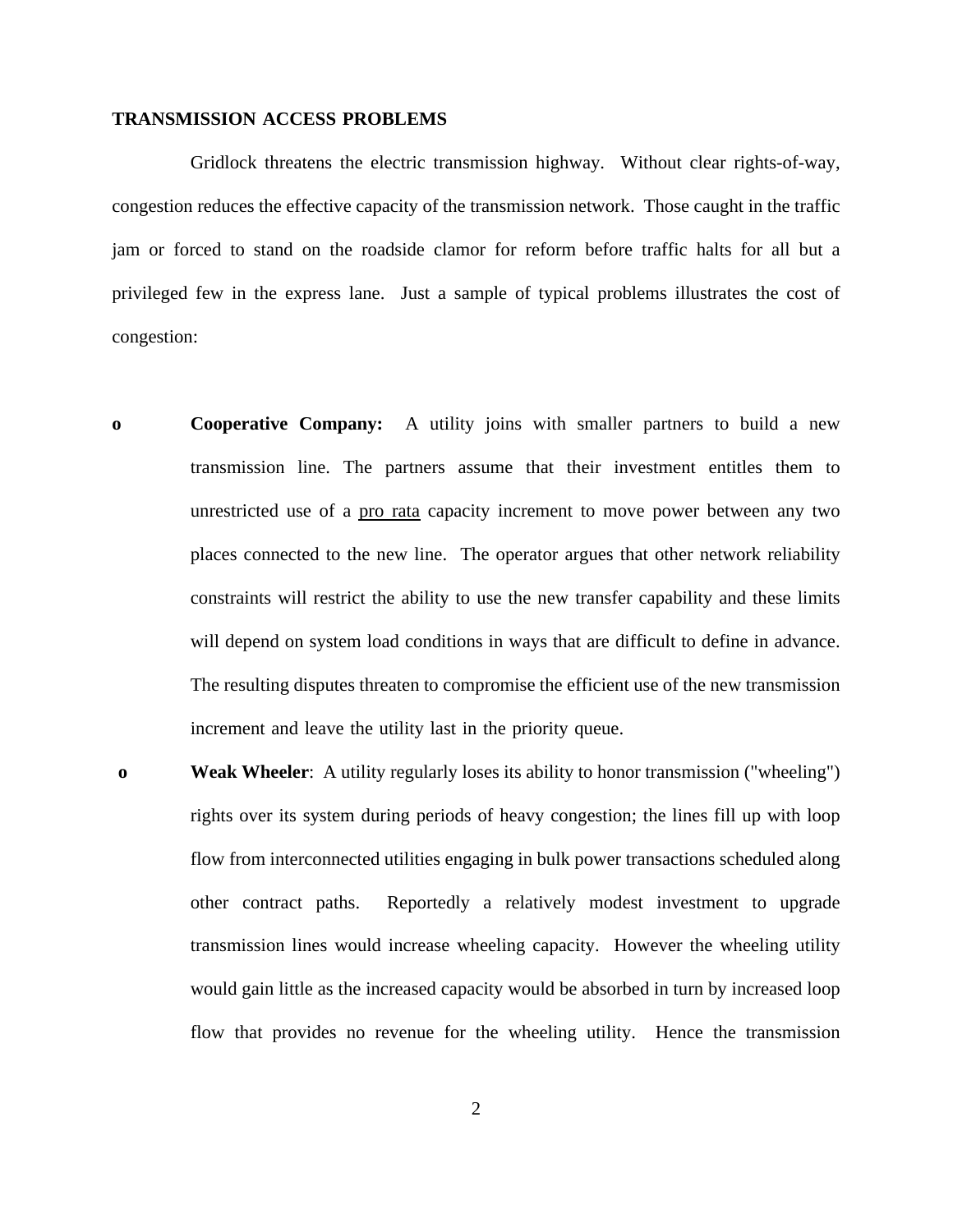## TRANSMISSION ACCESS PROBLEMS

Gridlock threatens the electric transmission highway. Without clear rights-of-way, congestion reduces the effective capacity of the transmission network. Those caught in the traffic jam or forced to stand on the roadside clamor for reform before traffic halts for all but a privileged few in the express lane. Just a sample of typical problems illustrates the cost of congestion:

- **Cooperative Company:** A utility joins with smaller partners to build a new transmission line. The partners assume that their investment entitles them to unrestricted use of a pro rata capacity increment to move power between any two places connected to the new line. The operator argues that other network reliability constraints will restrict the ability to use the new transfer capability and these limits will depend on system load conditions in ways that are difficult to define in advance. The resulting disputes threaten to compromise the efficient use of the new transmission increment and leave the utility last in the priority queue.
- **Weak Wheeler**: A utility regularly loses its ability to honor transmission ("wheeling") rights over its system during periods of heavy congestion; the lines fill up with loop flow from interconnected utilities engaging in bulk power transactions scheduled along other contract paths. Reportedly a relatively modest investment to upgrade transmission lines would increase wheeling capacity. However the wheeling utility would gain little as the increased capacity would be absorbed in turn by increased loop flow that provides no revenue for the wheeling utility. Hence the transmission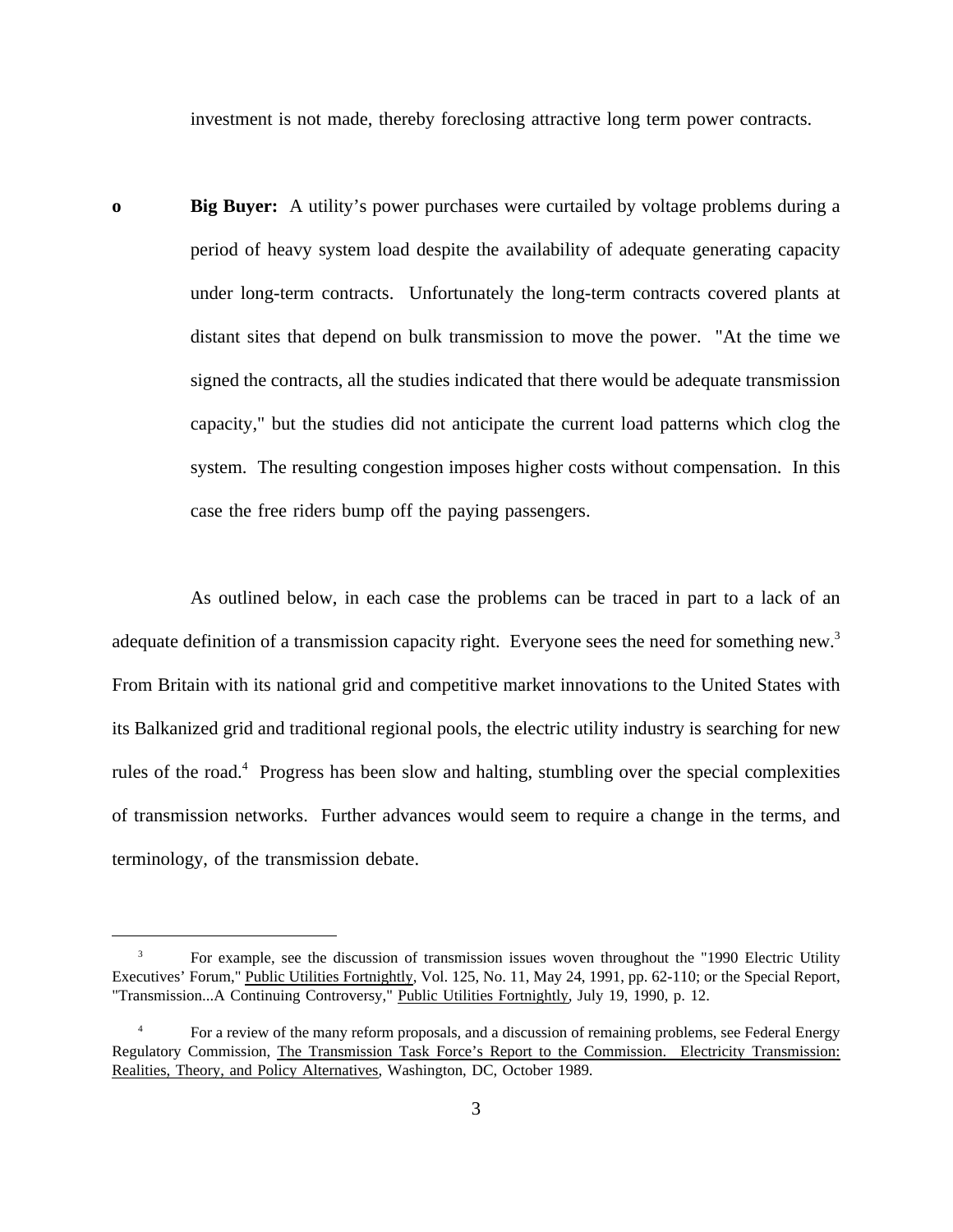investment is not made, thereby foreclosing attractive long term power contracts.

- **Big Buyer:** A utility's power purchases were curtailed by voltage problems during a period of heavy system load despite the availability of adequate generating capacity under long-term contracts. Unfortunately the long-term contracts covered plants at distant sites that depend on bulk transmission to move the power. "At the time we signed the contracts, all the studies indicated that there would be adequate transmission capacity," but the studies did not anticipate the current load patterns which clog the system. The resulting congestion imposes higher costs without compensation. In this case the free riders bump off the paying passengers.

As outlined below, in each case the problems can be traced in part to a lack of an adequate definition of a transmission capacity right. Everyone sees the need for something new.[3] From Britain with its national grid and competitive market innovations to the United States with its Balkanized grid and traditional regional pools, the electric utility industry is searching for new rules of the road.[4] Progress has been slow and halting, stumbling over the special complexities of transmission networks. Further advances would seem to require a change in the terms, and terminology, of the transmission debate.

---

[3] For example, see the discussion of transmission issues woven throughout the "1990 Electric Utility Executives' Forum," Public Utilities Fortnightly, Vol. 125, No. 11, May 24, 1991, pp. 62-110; or the Special Report, "Transmission...A Continuing Controversy," Public Utilities Fortnightly, July 19, 1990, p. 12.

[4] For a review of the many reform proposals, and a discussion of remaining problems, see Federal Energy Regulatory Commission, The Transmission Task Force's Report to the Commission. Electricity Transmission: Realities, Theory, and Policy Alternatives, Washington, DC, October 1989.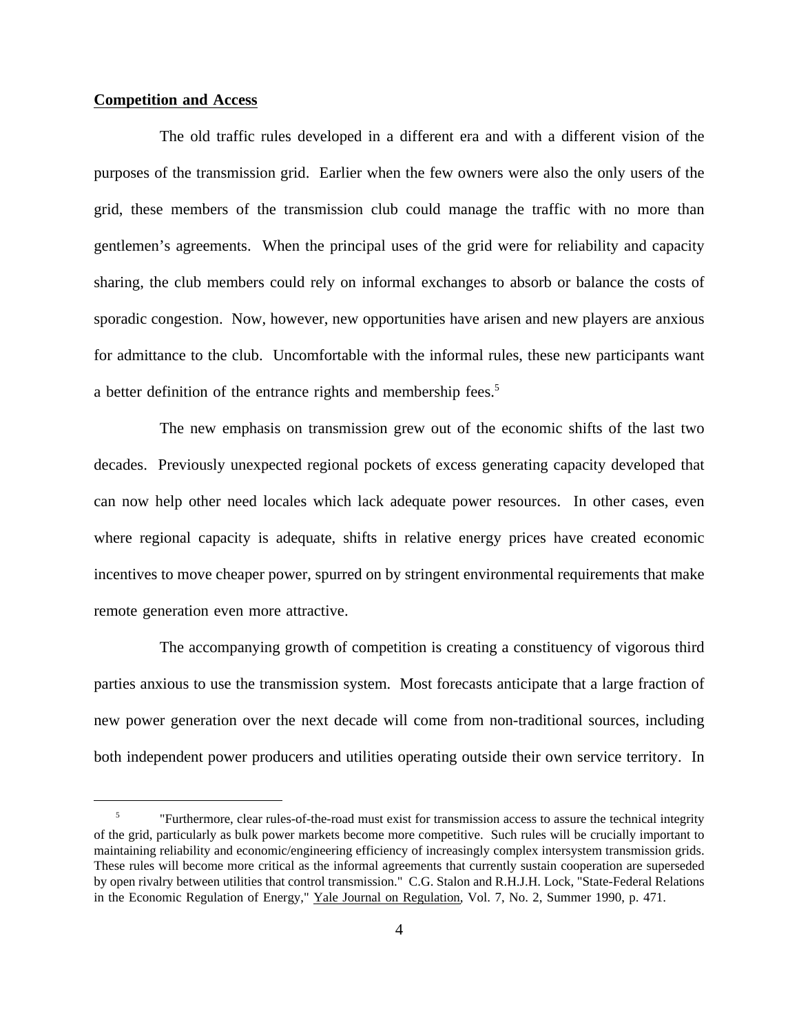## Competition and Access

The old traffic rules developed in a different era and with a different vision of the purposes of the transmission grid. Earlier when the few owners were also the only users of the grid, these members of the transmission club could manage the traffic with no more than gentlemen's agreements. When the principal uses of the grid were for reliability and capacity sharing, the club members could rely on informal exchanges to absorb or balance the costs of sporadic congestion. Now, however, new opportunities have arisen and new players are anxious for admittance to the club. Uncomfortable with the informal rules, these new participants want a better definition of the entrance rights and membership fees.[5]

The new emphasis on transmission grew out of the economic shifts of the last two decades. Previously unexpected regional pockets of excess generating capacity developed that can now help other need locales which lack adequate power resources. In other cases, even where regional capacity is adequate, shifts in relative energy prices have created economic incentives to move cheaper power, spurred on by stringent environmental requirements that make remote generation even more attractive.

The accompanying growth of competition is creating a constituency of vigorous third parties anxious to use the transmission system. Most forecasts anticipate that a large fraction of new power generation over the next decade will come from non-traditional sources, including both independent power producers and utilities operating outside their own service territory. In

---

[5] "Furthermore, clear rules-of-the-road must exist for transmission access to assure the technical integrity of the grid, particularly as bulk power markets become more competitive. Such rules will be crucially important to maintaining reliability and economic/engineering efficiency of increasingly complex intersystem transmission grids. These rules will become more critical as the informal agreements that currently sustain cooperation are superseded by open rivalry between utilities that control transmission." C.G. Stalon and R.H.J.H. Lock, "State-Federal Relations in the Economic Regulation of Energy," Yale Journal on Regulation, Vol. 7, No. 2, Summer 1990, p. 471.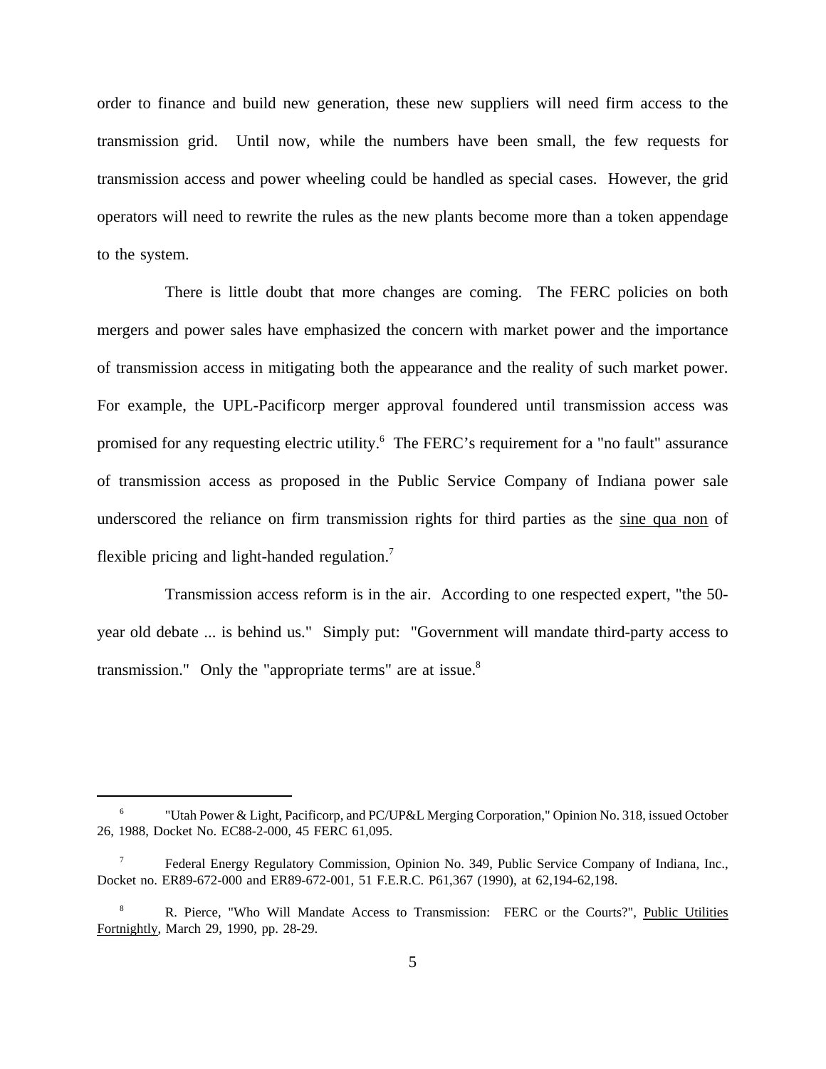order to finance and build new generation, these new suppliers will need firm access to the transmission grid. Until now, while the numbers have been small, the few requests for transmission access and power wheeling could be handled as special cases. However, the grid operators will need to rewrite the rules as the new plants become more than a token appendage to the system.

There is little doubt that more changes are coming. The FERC policies on both mergers and power sales have emphasized the concern with market power and the importance of transmission access in mitigating both the appearance and the reality of such market power. For example, the UPL-Pacificorp merger approval foundered until transmission access was promised for any requesting electric utility.[6] The FERC's requirement for a "no fault" assurance of transmission access as proposed in the Public Service Company of Indiana power sale underscored the reliance on firm transmission rights for third parties as the sine qua non of flexible pricing and light-handed regulation.[7]

Transmission access reform is in the air. According to one respected expert, "the 50-year old debate ... is behind us." Simply put: "Government will mandate third-party access to transmission." Only the "appropriate terms" are at issue.[8]

---

[6] "Utah Power & Light, Pacificorp, and PC/UP&L Merging Corporation," Opinion No. 318, issued October 26, 1988, Docket No. EC88-2-000, 45 FERC 61,095.

[7] Federal Energy Regulatory Commission, Opinion No. 349, Public Service Company of Indiana, Inc., Docket no. ER89-672-000 and ER89-672-001, 51 F.E.R.C. P61,367 (1990), at 62,194-62,198.

[8] R. Pierce, "Who Will Mandate Access to Transmission: FERC or the Courts?", Public Utilities Fortnightly, March 29, 1990, pp. 28-29.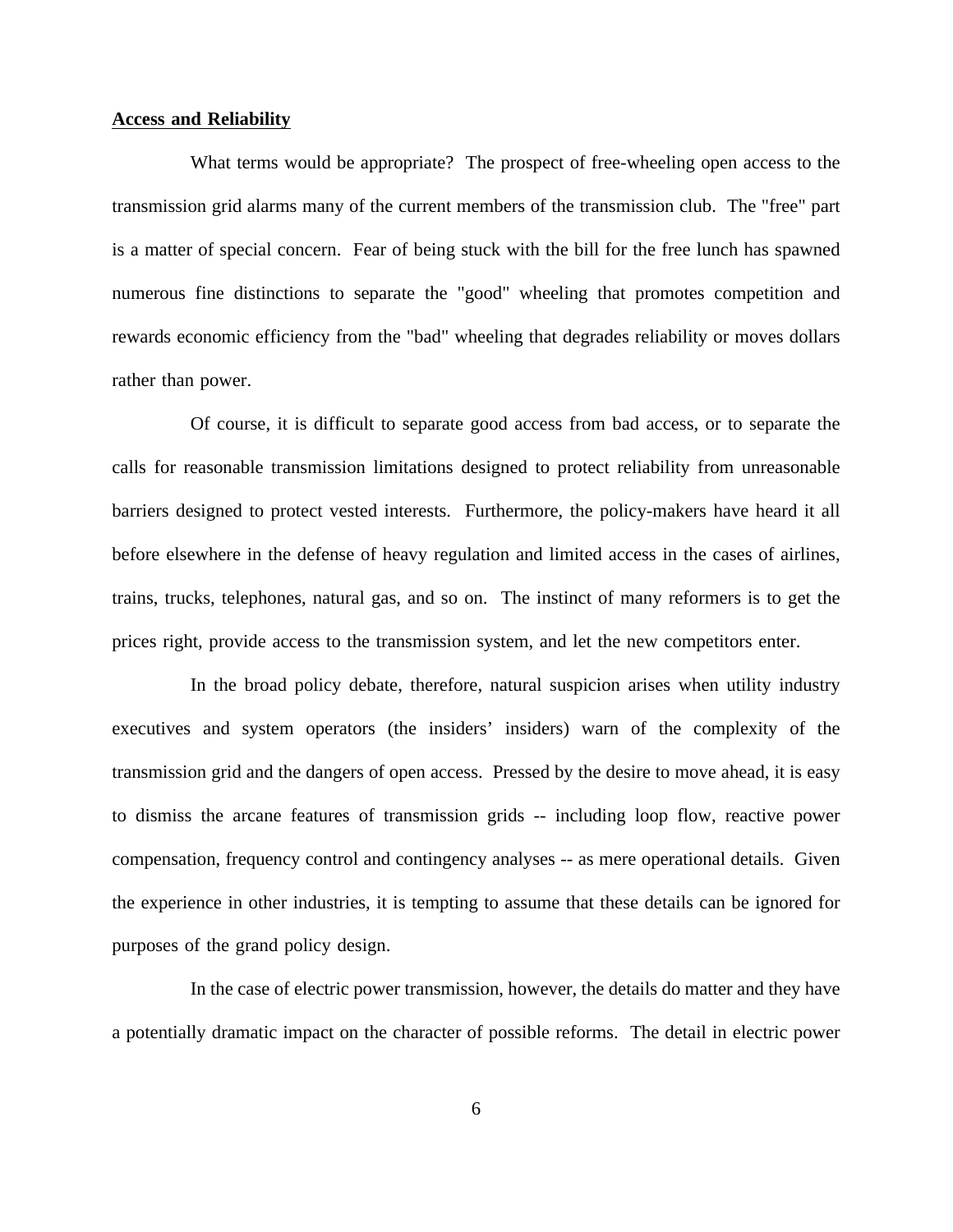**Access and Reliability**

What terms would be appropriate? The prospect of free-wheeling open access to the transmission grid alarms many of the current members of the transmission club. The "free" part is a matter of special concern. Fear of being stuck with the bill for the free lunch has spawned numerous fine distinctions to separate the "good" wheeling that promotes competition and rewards economic efficiency from the "bad" wheeling that degrades reliability or moves dollars rather than power.

Of course, it is difficult to separate good access from bad access, or to separate the calls for reasonable transmission limitations designed to protect reliability from unreasonable barriers designed to protect vested interests. Furthermore, the policy-makers have heard it all before elsewhere in the defense of heavy regulation and limited access in the cases of airlines, trains, trucks, telephones, natural gas, and so on. The instinct of many reformers is to get the prices right, provide access to the transmission system, and let the new competitors enter.

In the broad policy debate, therefore, natural suspicion arises when utility industry executives and system operators (the insiders' insiders) warn of the complexity of the transmission grid and the dangers of open access. Pressed by the desire to move ahead, it is easy to dismiss the arcane features of transmission grids -- including loop flow, reactive power compensation, frequency control and contingency analyses -- as mere operational details. Given the experience in other industries, it is tempting to assume that these details can be ignored for purposes of the grand policy design.

In the case of electric power transmission, however, the details do matter and they have a potentially dramatic impact on the character of possible reforms. The detail in electric power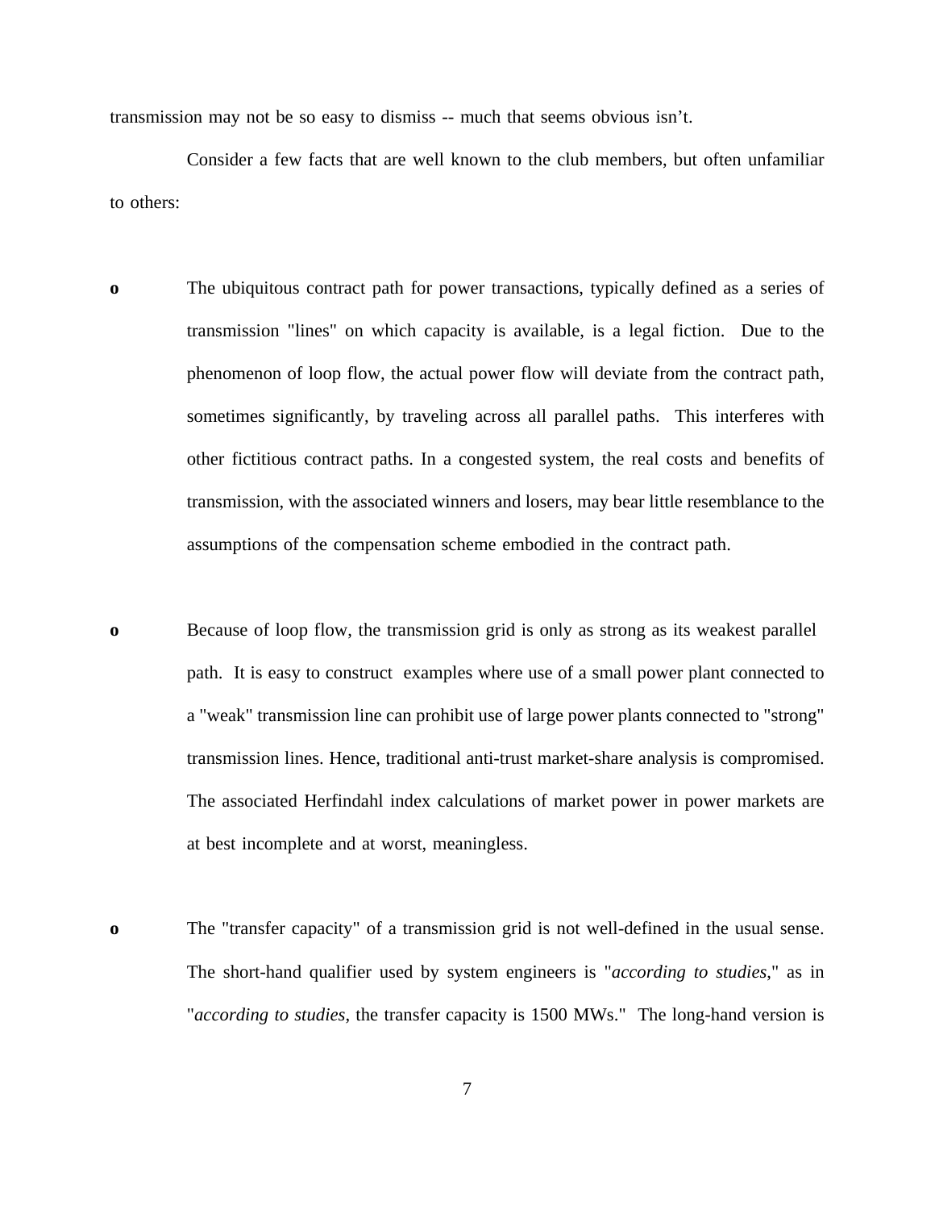transmission may not be so easy to dismiss -- much that seems obvious isn't.

Consider a few facts that are well known to the club members, but often unfamiliar to others:

- The ubiquitous contract path for power transactions, typically defined as a series of transmission "lines" on which capacity is available, is a legal fiction. Due to the phenomenon of loop flow, the actual power flow will deviate from the contract path, sometimes significantly, by traveling across all parallel paths. This interferes with other fictitious contract paths. In a congested system, the real costs and benefits of transmission, with the associated winners and losers, may bear little resemblance to the assumptions of the compensation scheme embodied in the contract path.

- Because of loop flow, the transmission grid is only as strong as its weakest parallel path. It is easy to construct examples where use of a small power plant connected to a "weak" transmission line can prohibit use of large power plants connected to "strong" transmission lines. Hence, traditional anti-trust market-share analysis is compromised. The associated Herfindahl index calculations of market power in power markets are at best incomplete and at worst, meaningless.

- The "transfer capacity" of a transmission grid is not well-defined in the usual sense. The short-hand qualifier used by system engineers is "*according to studies*," as in "*according to studies*, the transfer capacity is 1500 MWs." The long-hand version is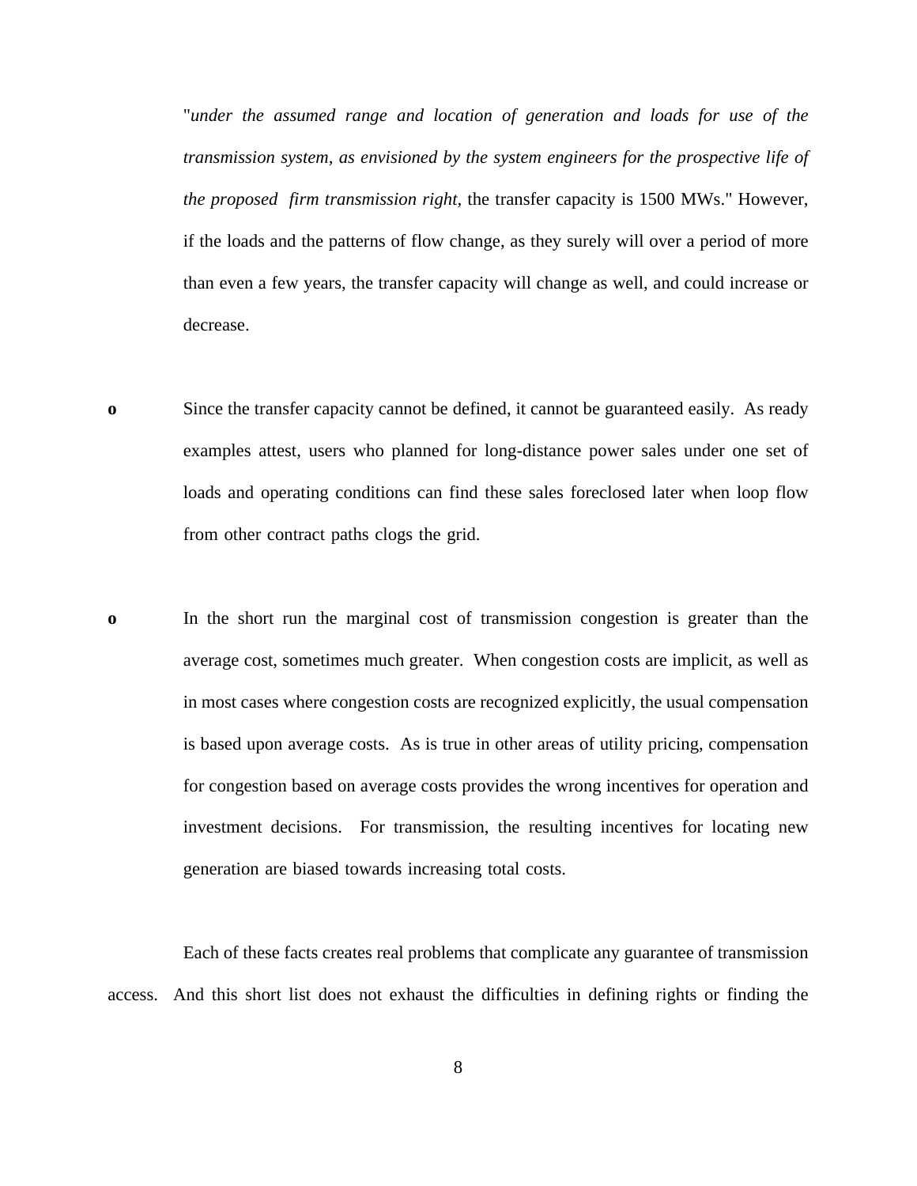"*under the assumed range and location of generation and loads for use of the transmission system, as envisioned by the system engineers for the prospective life of the proposed firm transmission right*, the transfer capacity is 1500 MWs." However, if the loads and the patterns of flow change, as they surely will over a period of more than even a few years, the transfer capacity will change as well, and could increase or decrease.

- Since the transfer capacity cannot be defined, it cannot be guaranteed easily. As ready examples attest, users who planned for long-distance power sales under one set of loads and operating conditions can find these sales foreclosed later when loop flow from other contract paths clogs the grid.

- In the short run the marginal cost of transmission congestion is greater than the average cost, sometimes much greater. When congestion costs are implicit, as well as in most cases where congestion costs are recognized explicitly, the usual compensation is based upon average costs. As is true in other areas of utility pricing, compensation for congestion based on average costs provides the wrong incentives for operation and investment decisions. For transmission, the resulting incentives for locating new generation are biased towards increasing total costs.

Each of these facts creates real problems that complicate any guarantee of transmission access. And this short list does not exhaust the difficulties in defining rights or finding the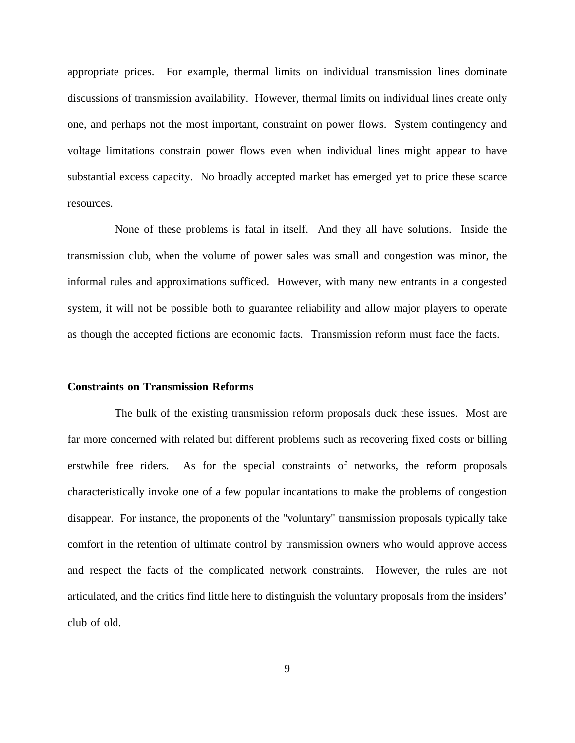appropriate prices. For example, thermal limits on individual transmission lines dominate discussions of transmission availability. However, thermal limits on individual lines create only one, and perhaps not the most important, constraint on power flows. System contingency and voltage limitations constrain power flows even when individual lines might appear to have substantial excess capacity. No broadly accepted market has emerged yet to price these scarce resources.

None of these problems is fatal in itself. And they all have solutions. Inside the transmission club, when the volume of power sales was small and congestion was minor, the informal rules and approximations sufficed. However, with many new entrants in a congested system, it will not be possible both to guarantee reliability and allow major players to operate as though the accepted fictions are economic facts. Transmission reform must face the facts.

## Constraints on Transmission Reforms

The bulk of the existing transmission reform proposals duck these issues. Most are far more concerned with related but different problems such as recovering fixed costs or billing erstwhile free riders. As for the special constraints of networks, the reform proposals characteristically invoke one of a few popular incantations to make the problems of congestion disappear. For instance, the proponents of the "voluntary" transmission proposals typically take comfort in the retention of ultimate control by transmission owners who would approve access and respect the facts of the complicated network constraints. However, the rules are not articulated, and the critics find little here to distinguish the voluntary proposals from the insiders' club of old.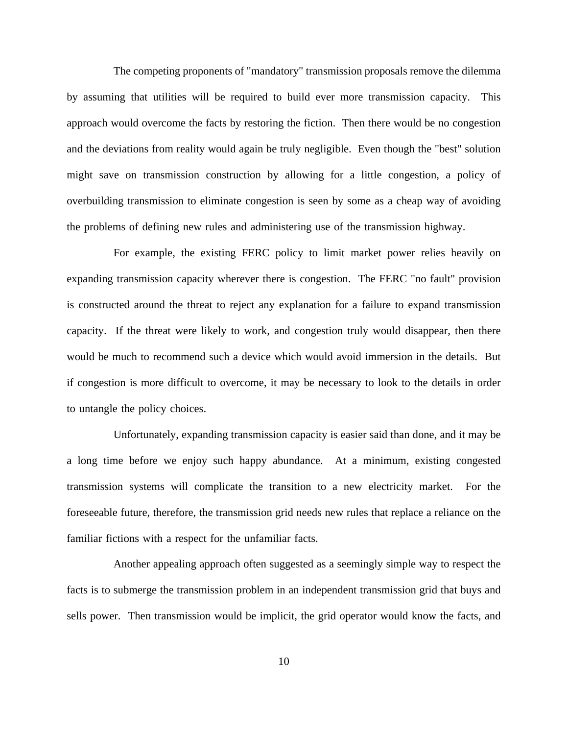The competing proponents of "mandatory" transmission proposals remove the dilemma by assuming that utilities will be required to build ever more transmission capacity. This approach would overcome the facts by restoring the fiction. Then there would be no congestion and the deviations from reality would again be truly negligible. Even though the "best" solution might save on transmission construction by allowing for a little congestion, a policy of overbuilding transmission to eliminate congestion is seen by some as a cheap way of avoiding the problems of defining new rules and administering use of the transmission highway.

For example, the existing FERC policy to limit market power relies heavily on expanding transmission capacity wherever there is congestion. The FERC "no fault" provision is constructed around the threat to reject any explanation for a failure to expand transmission capacity. If the threat were likely to work, and congestion truly would disappear, then there would be much to recommend such a device which would avoid immersion in the details. But if congestion is more difficult to overcome, it may be necessary to look to the details in order to untangle the policy choices.

Unfortunately, expanding transmission capacity is easier said than done, and it may be a long time before we enjoy such happy abundance. At a minimum, existing congested transmission systems will complicate the transition to a new electricity market. For the foreseeable future, therefore, the transmission grid needs new rules that replace a reliance on the familiar fictions with a respect for the unfamiliar facts.

Another appealing approach often suggested as a seemingly simple way to respect the facts is to submerge the transmission problem in an independent transmission grid that buys and sells power. Then transmission would be implicit, the grid operator would know the facts, and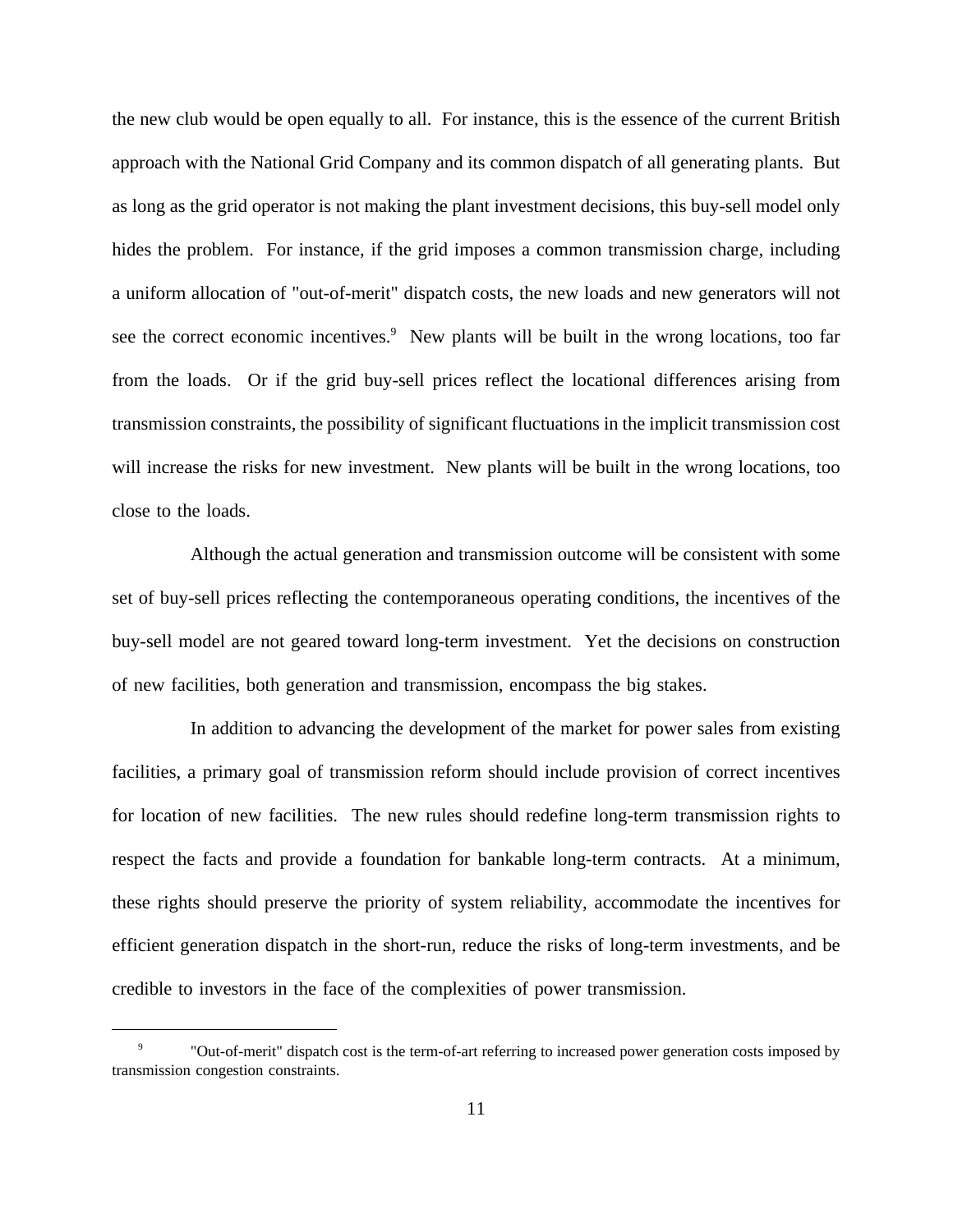the new club would be open equally to all. For instance, this is the essence of the current British approach with the National Grid Company and its common dispatch of all generating plants. But as long as the grid operator is not making the plant investment decisions, this buy-sell model only hides the problem. For instance, if the grid imposes a common transmission charge, including a uniform allocation of "out-of-merit" dispatch costs, the new loads and new generators will not see the correct economic incentives.[9] New plants will be built in the wrong locations, too far from the loads. Or if the grid buy-sell prices reflect the locational differences arising from transmission constraints, the possibility of significant fluctuations in the implicit transmission cost will increase the risks for new investment. New plants will be built in the wrong locations, too close to the loads.

Although the actual generation and transmission outcome will be consistent with some set of buy-sell prices reflecting the contemporaneous operating conditions, the incentives of the buy-sell model are not geared toward long-term investment. Yet the decisions on construction of new facilities, both generation and transmission, encompass the big stakes.

In addition to advancing the development of the market for power sales from existing facilities, a primary goal of transmission reform should include provision of correct incentives for location of new facilities. The new rules should redefine long-term transmission rights to respect the facts and provide a foundation for bankable long-term contracts. At a minimum, these rights should preserve the priority of system reliability, accommodate the incentives for efficient generation dispatch in the short-run, reduce the risks of long-term investments, and be credible to investors in the face of the complexities of power transmission.

---

[9] "Out-of-merit" dispatch cost is the term-of-art referring to increased power generation costs imposed by transmission congestion constraints.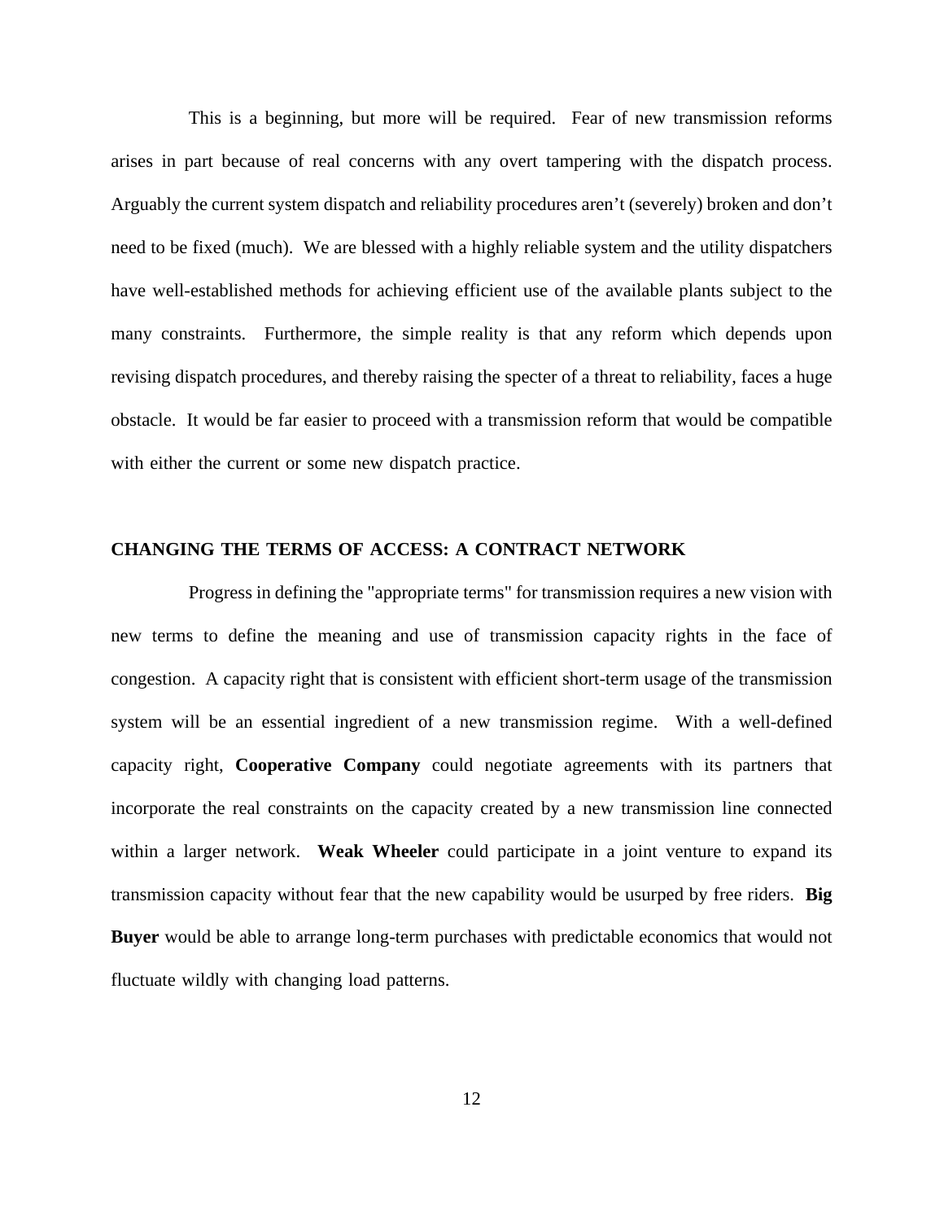This is a beginning, but more will be required. Fear of new transmission reforms arises in part because of real concerns with any overt tampering with the dispatch process. Arguably the current system dispatch and reliability procedures aren't (severely) broken and don't need to be fixed (much). We are blessed with a highly reliable system and the utility dispatchers have well-established methods for achieving efficient use of the available plants subject to the many constraints. Furthermore, the simple reality is that any reform which depends upon revising dispatch procedures, and thereby raising the specter of a threat to reliability, faces a huge obstacle. It would be far easier to proceed with a transmission reform that would be compatible with either the current or some new dispatch practice.

## CHANGING THE TERMS OF ACCESS: A CONTRACT NETWORK

Progress in defining the "appropriate terms" for transmission requires a new vision with new terms to define the meaning and use of transmission capacity rights in the face of congestion. A capacity right that is consistent with efficient short-term usage of the transmission system will be an essential ingredient of a new transmission regime. With a well-defined capacity right, **Cooperative Company** could negotiate agreements with its partners that incorporate the real constraints on the capacity created by a new transmission line connected within a larger network. **Weak Wheeler** could participate in a joint venture to expand its transmission capacity without fear that the new capability would be usurped by free riders. **Big Buyer** would be able to arrange long-term purchases with predictable economics that would not fluctuate wildly with changing load patterns.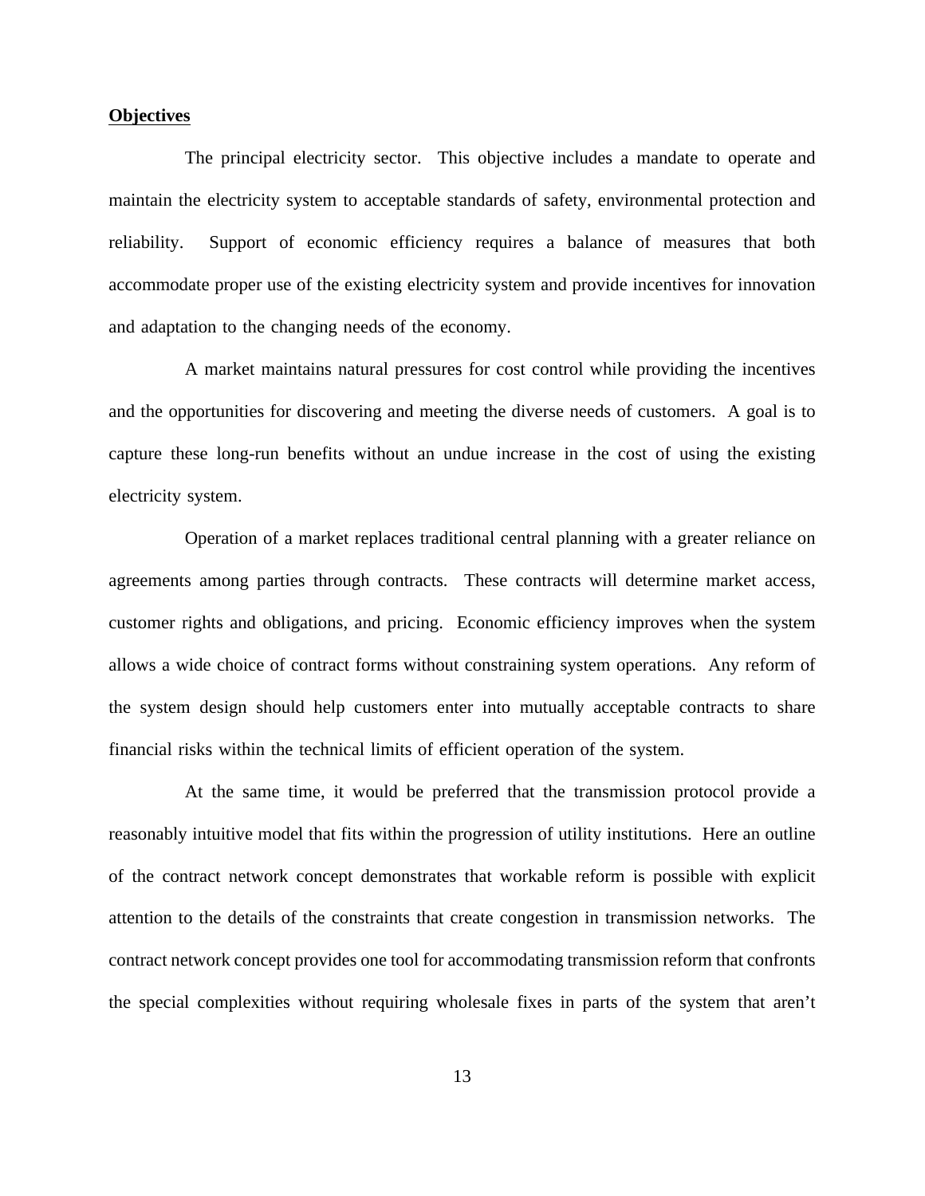**Objectives**

The principal electricity sector. This objective includes a mandate to operate and maintain the electricity system to acceptable standards of safety, environmental protection and reliability. Support of economic efficiency requires a balance of measures that both accommodate proper use of the existing electricity system and provide incentives for innovation and adaptation to the changing needs of the economy.

A market maintains natural pressures for cost control while providing the incentives and the opportunities for discovering and meeting the diverse needs of customers. A goal is to capture these long-run benefits without an undue increase in the cost of using the existing electricity system.

Operation of a market replaces traditional central planning with a greater reliance on agreements among parties through contracts. These contracts will determine market access, customer rights and obligations, and pricing. Economic efficiency improves when the system allows a wide choice of contract forms without constraining system operations. Any reform of the system design should help customers enter into mutually acceptable contracts to share financial risks within the technical limits of efficient operation of the system.

At the same time, it would be preferred that the transmission protocol provide a reasonably intuitive model that fits within the progression of utility institutions. Here an outline of the contract network concept demonstrates that workable reform is possible with explicit attention to the details of the constraints that create congestion in transmission networks. The contract network concept provides one tool for accommodating transmission reform that confronts the special complexities without requiring wholesale fixes in parts of the system that aren't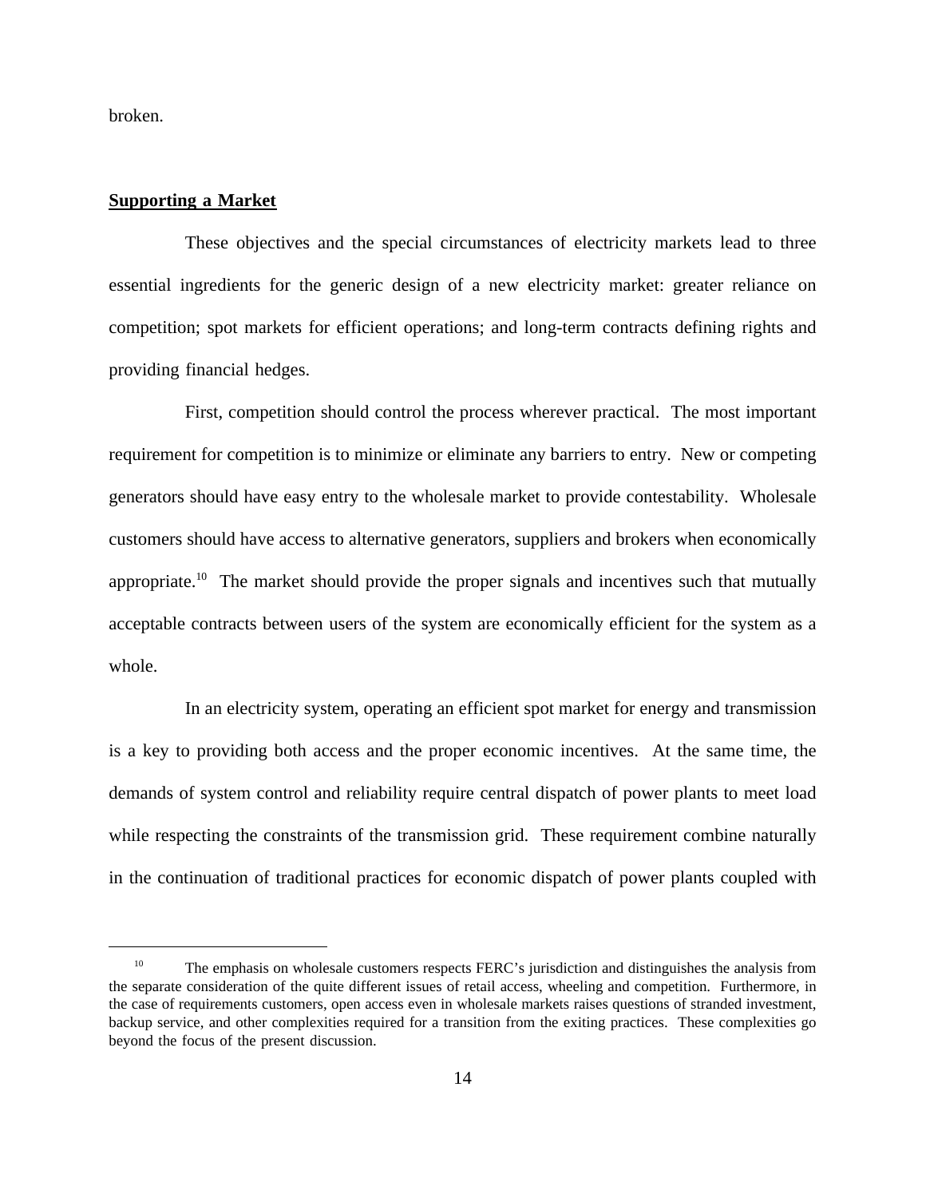broken.

**Supporting a Market**

These objectives and the special circumstances of electricity markets lead to three essential ingredients for the generic design of a new electricity market: greater reliance on competition; spot markets for efficient operations; and long-term contracts defining rights and providing financial hedges.

First, competition should control the process wherever practical. The most important requirement for competition is to minimize or eliminate any barriers to entry. New or competing generators should have easy entry to the wholesale market to provide contestability. Wholesale customers should have access to alternative generators, suppliers and brokers when economically appropriate.[10] The market should provide the proper signals and incentives such that mutually acceptable contracts between users of the system are economically efficient for the system as a whole.

In an electricity system, operating an efficient spot market for energy and transmission is a key to providing both access and the proper economic incentives. At the same time, the demands of system control and reliability require central dispatch of power plants to meet load while respecting the constraints of the transmission grid. These requirement combine naturally in the continuation of traditional practices for economic dispatch of power plants coupled with

[10] The emphasis on wholesale customers respects FERC's jurisdiction and distinguishes the analysis from the separate consideration of the quite different issues of retail access, wheeling and competition. Furthermore, in the case of requirements customers, open access even in wholesale markets raises questions of stranded investment, backup service, and other complexities required for a transition from the exiting practices. These complexities go beyond the focus of the present discussion.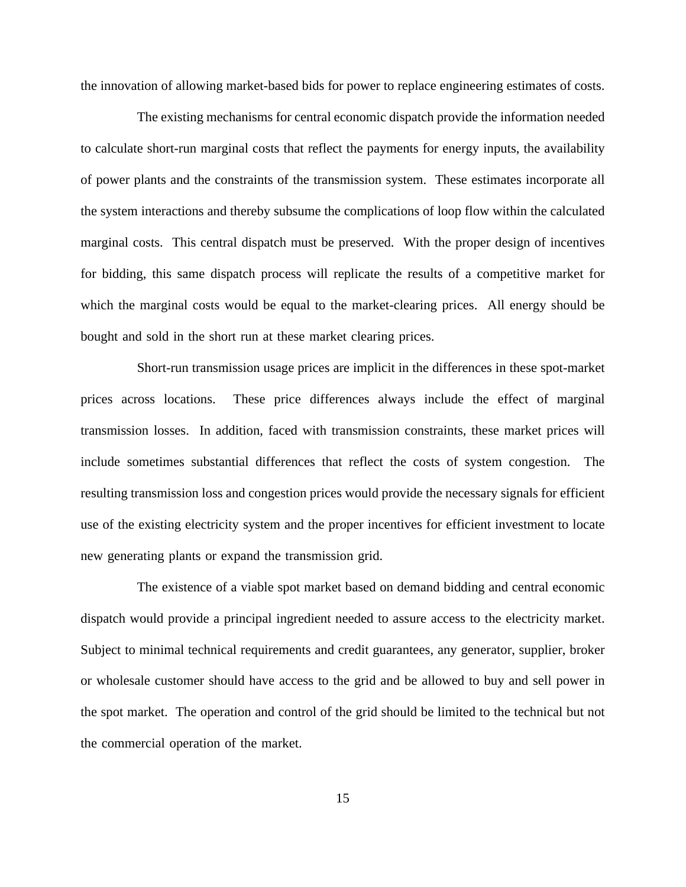the innovation of allowing market-based bids for power to replace engineering estimates of costs.

The existing mechanisms for central economic dispatch provide the information needed to calculate short-run marginal costs that reflect the payments for energy inputs, the availability of power plants and the constraints of the transmission system. These estimates incorporate all the system interactions and thereby subsume the complications of loop flow within the calculated marginal costs. This central dispatch must be preserved. With the proper design of incentives for bidding, this same dispatch process will replicate the results of a competitive market for which the marginal costs would be equal to the market-clearing prices. All energy should be bought and sold in the short run at these market clearing prices.

Short-run transmission usage prices are implicit in the differences in these spot-market prices across locations. These price differences always include the effect of marginal transmission losses. In addition, faced with transmission constraints, these market prices will include sometimes substantial differences that reflect the costs of system congestion. The resulting transmission loss and congestion prices would provide the necessary signals for efficient use of the existing electricity system and the proper incentives for efficient investment to locate new generating plants or expand the transmission grid.

The existence of a viable spot market based on demand bidding and central economic dispatch would provide a principal ingredient needed to assure access to the electricity market. Subject to minimal technical requirements and credit guarantees, any generator, supplier, broker or wholesale customer should have access to the grid and be allowed to buy and sell power in the spot market. The operation and control of the grid should be limited to the technical but not the commercial operation of the market.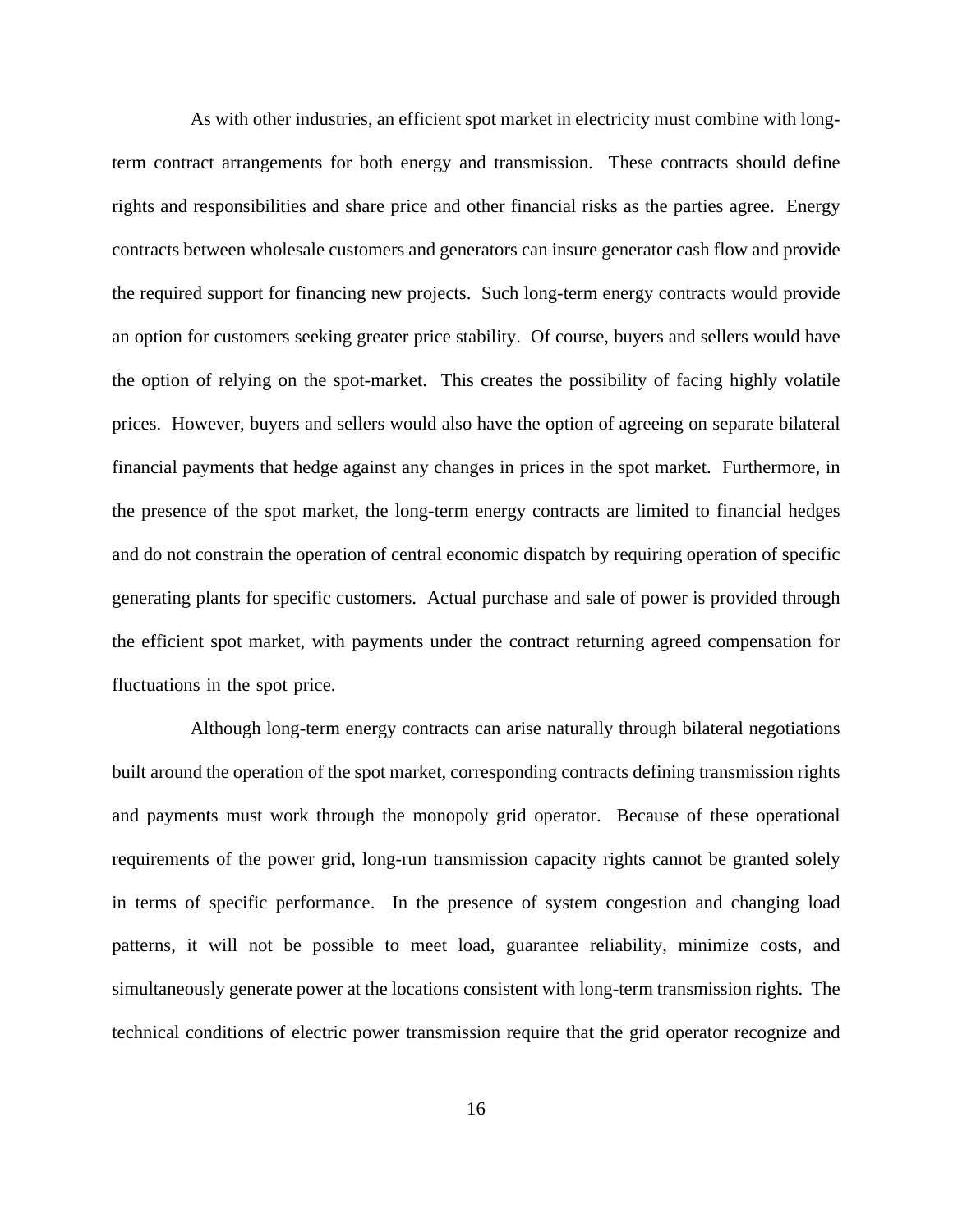As with other industries, an efficient spot market in electricity must combine with long-term contract arrangements for both energy and transmission. These contracts should define rights and responsibilities and share price and other financial risks as the parties agree. Energy contracts between wholesale customers and generators can insure generator cash flow and provide the required support for financing new projects. Such long-term energy contracts would provide an option for customers seeking greater price stability. Of course, buyers and sellers would have the option of relying on the spot-market. This creates the possibility of facing highly volatile prices. However, buyers and sellers would also have the option of agreeing on separate bilateral financial payments that hedge against any changes in prices in the spot market. Furthermore, in the presence of the spot market, the long-term energy contracts are limited to financial hedges and do not constrain the operation of central economic dispatch by requiring operation of specific generating plants for specific customers. Actual purchase and sale of power is provided through the efficient spot market, with payments under the contract returning agreed compensation for fluctuations in the spot price.

Although long-term energy contracts can arise naturally through bilateral negotiations built around the operation of the spot market, corresponding contracts defining transmission rights and payments must work through the monopoly grid operator. Because of these operational requirements of the power grid, long-run transmission capacity rights cannot be granted solely in terms of specific performance. In the presence of system congestion and changing load patterns, it will not be possible to meet load, guarantee reliability, minimize costs, and simultaneously generate power at the locations consistent with long-term transmission rights. The technical conditions of electric power transmission require that the grid operator recognize and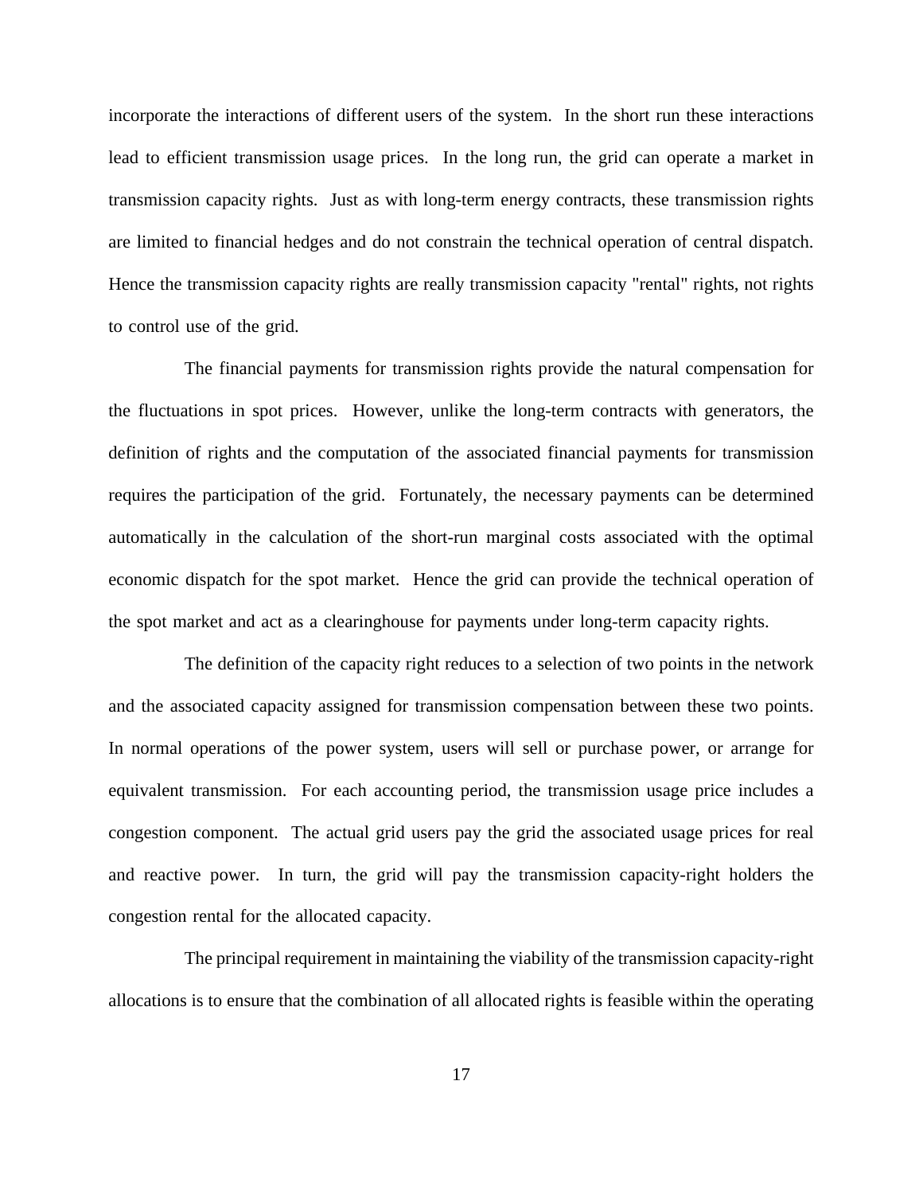incorporate the interactions of different users of the system. In the short run these interactions lead to efficient transmission usage prices. In the long run, the grid can operate a market in transmission capacity rights. Just as with long-term energy contracts, these transmission rights are limited to financial hedges and do not constrain the technical operation of central dispatch. Hence the transmission capacity rights are really transmission capacity "rental" rights, not rights to control use of the grid.

The financial payments for transmission rights provide the natural compensation for the fluctuations in spot prices. However, unlike the long-term contracts with generators, the definition of rights and the computation of the associated financial payments for transmission requires the participation of the grid. Fortunately, the necessary payments can be determined automatically in the calculation of the short-run marginal costs associated with the optimal economic dispatch for the spot market. Hence the grid can provide the technical operation of the spot market and act as a clearinghouse for payments under long-term capacity rights.

The definition of the capacity right reduces to a selection of two points in the network and the associated capacity assigned for transmission compensation between these two points. In normal operations of the power system, users will sell or purchase power, or arrange for equivalent transmission. For each accounting period, the transmission usage price includes a congestion component. The actual grid users pay the grid the associated usage prices for real and reactive power. In turn, the grid will pay the transmission capacity-right holders the congestion rental for the allocated capacity.

The principal requirement in maintaining the viability of the transmission capacity-right allocations is to ensure that the combination of all allocated rights is feasible within the operating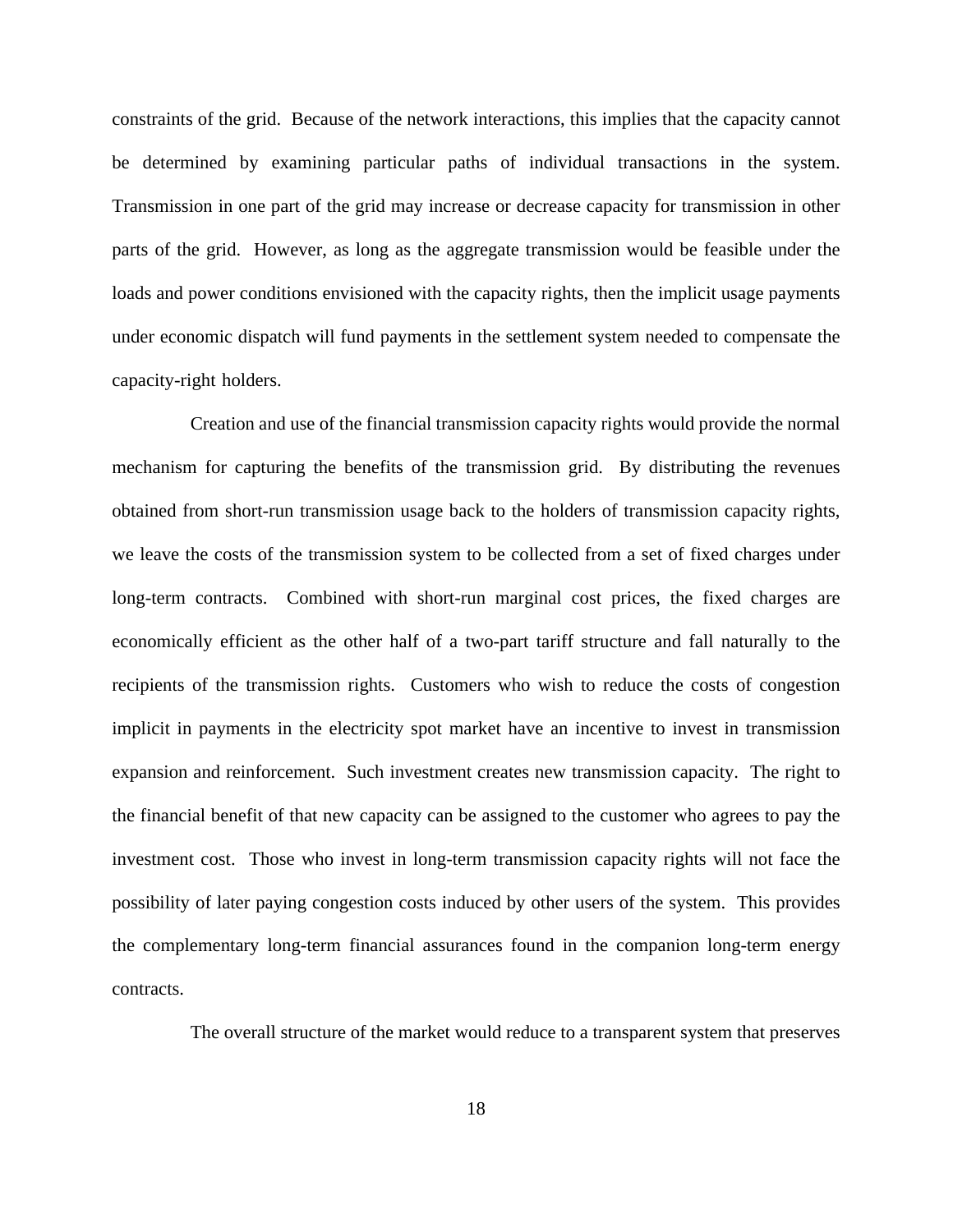constraints of the grid. Because of the network interactions, this implies that the capacity cannot be determined by examining particular paths of individual transactions in the system. Transmission in one part of the grid may increase or decrease capacity for transmission in other parts of the grid. However, as long as the aggregate transmission would be feasible under the loads and power conditions envisioned with the capacity rights, then the implicit usage payments under economic dispatch will fund payments in the settlement system needed to compensate the capacity-right holders.

Creation and use of the financial transmission capacity rights would provide the normal mechanism for capturing the benefits of the transmission grid. By distributing the revenues obtained from short-run transmission usage back to the holders of transmission capacity rights, we leave the costs of the transmission system to be collected from a set of fixed charges under long-term contracts. Combined with short-run marginal cost prices, the fixed charges are economically efficient as the other half of a two-part tariff structure and fall naturally to the recipients of the transmission rights. Customers who wish to reduce the costs of congestion implicit in payments in the electricity spot market have an incentive to invest in transmission expansion and reinforcement. Such investment creates new transmission capacity. The right to the financial benefit of that new capacity can be assigned to the customer who agrees to pay the investment cost. Those who invest in long-term transmission capacity rights will not face the possibility of later paying congestion costs induced by other users of the system. This provides the complementary long-term financial assurances found in the companion long-term energy contracts.

The overall structure of the market would reduce to a transparent system that preserves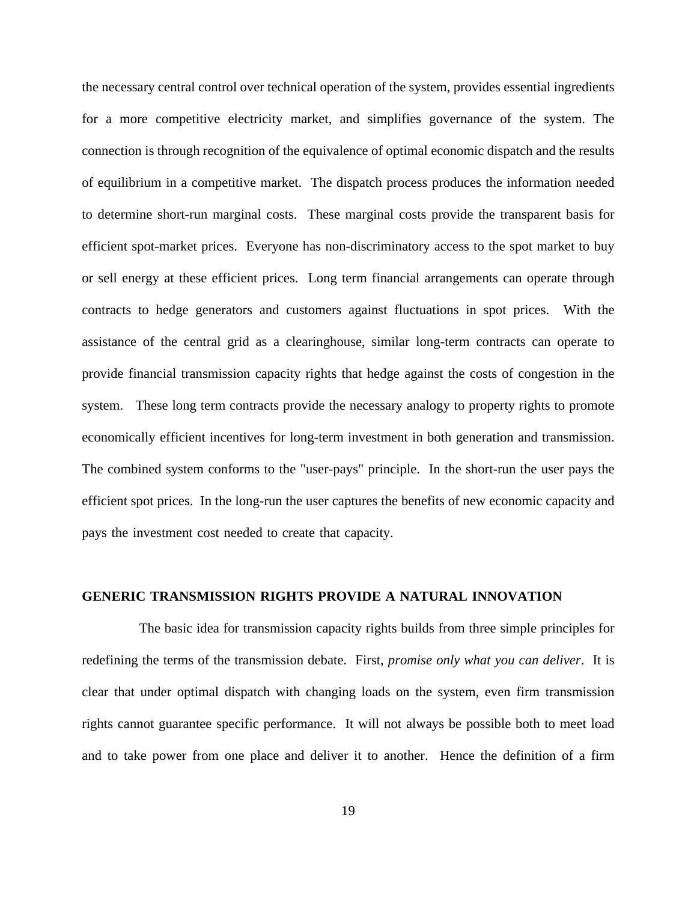the necessary central control over technical operation of the system, provides essential ingredients for a more competitive electricity market, and simplifies governance of the system. The connection is through recognition of the equivalence of optimal economic dispatch and the results of equilibrium in a competitive market. The dispatch process produces the information needed to determine short-run marginal costs. These marginal costs provide the transparent basis for efficient spot-market prices. Everyone has non-discriminatory access to the spot market to buy or sell energy at these efficient prices. Long term financial arrangements can operate through contracts to hedge generators and customers against fluctuations in spot prices. With the assistance of the central grid as a clearinghouse, similar long-term contracts can operate to provide financial transmission capacity rights that hedge against the costs of congestion in the system. These long term contracts provide the necessary analogy to property rights to promote economically efficient incentives for long-term investment in both generation and transmission. The combined system conforms to the "user-pays" principle. In the short-run the user pays the efficient spot prices. In the long-run the user captures the benefits of new economic capacity and pays the investment cost needed to create that capacity.

## GENERIC TRANSMISSION RIGHTS PROVIDE A NATURAL INNOVATION

The basic idea for transmission capacity rights builds from three simple principles for redefining the terms of the transmission debate. First, *promise only what you can deliver*. It is clear that under optimal dispatch with changing loads on the system, even firm transmission rights cannot guarantee specific performance. It will not always be possible both to meet load and to take power from one place and deliver it to another. Hence the definition of a firm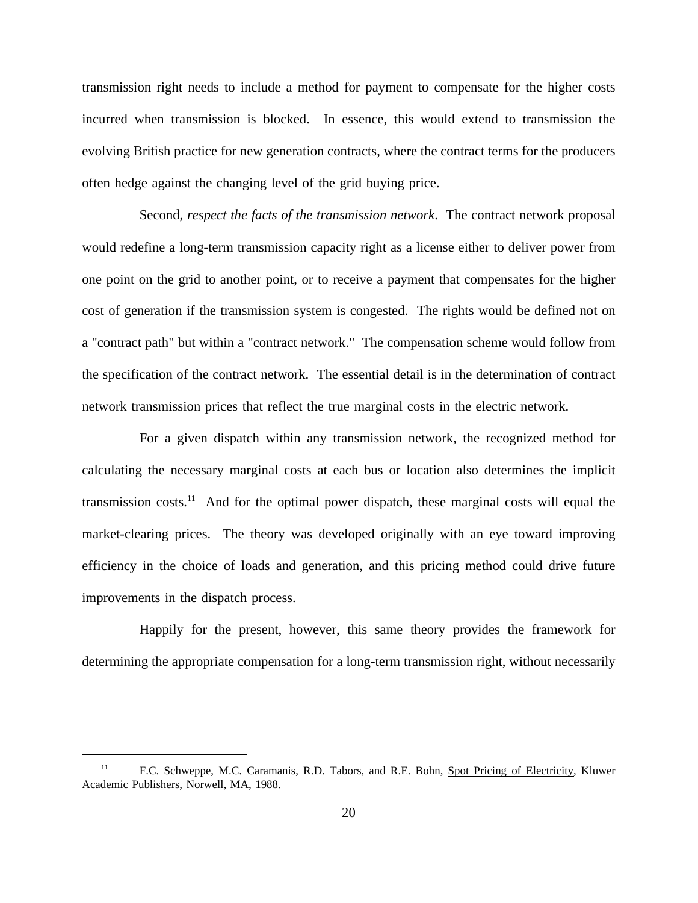transmission right needs to include a method for payment to compensate for the higher costs incurred when transmission is blocked. In essence, this would extend to transmission the evolving British practice for new generation contracts, where the contract terms for the producers often hedge against the changing level of the grid buying price.

Second, *respect the facts of the transmission network*. The contract network proposal would redefine a long-term transmission capacity right as a license either to deliver power from one point on the grid to another point, or to receive a payment that compensates for the higher cost of generation if the transmission system is congested. The rights would be defined not on a "contract path" but within a "contract network." The compensation scheme would follow from the specification of the contract network. The essential detail is in the determination of contract network transmission prices that reflect the true marginal costs in the electric network.

For a given dispatch within any transmission network, the recognized method for calculating the necessary marginal costs at each bus or location also determines the implicit transmission costs.[11] And for the optimal power dispatch, these marginal costs will equal the market-clearing prices. The theory was developed originally with an eye toward improving efficiency in the choice of loads and generation, and this pricing method could drive future improvements in the dispatch process.

Happily for the present, however, this same theory provides the framework for determining the appropriate compensation for a long-term transmission right, without necessarily

---

[11] F.C. Schweppe, M.C. Caramanis, R.D. Tabors, and R.E. Bohn, Spot Pricing of Electricity, Kluwer Academic Publishers, Norwell, MA, 1988.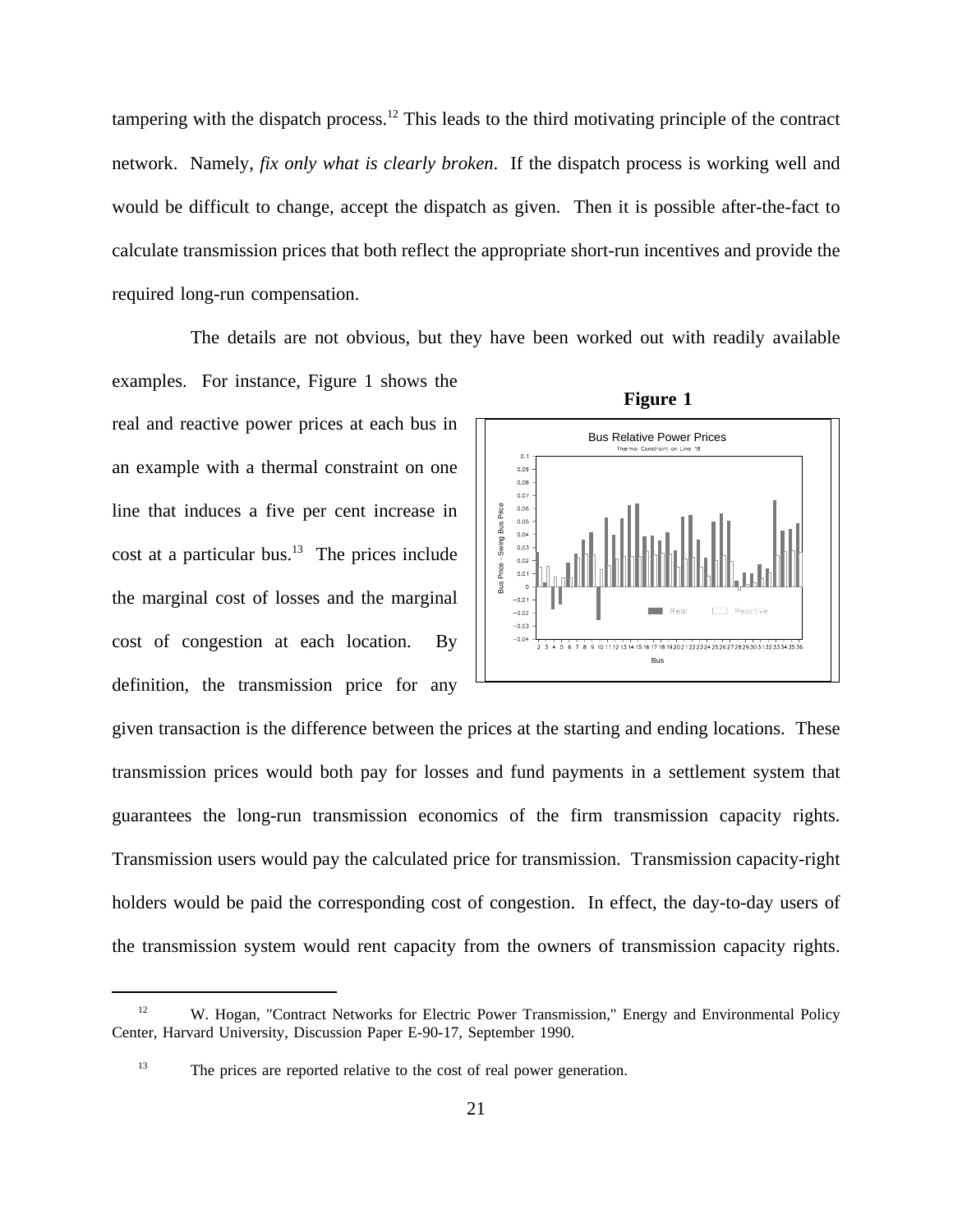tampering with the dispatch process.[12] This leads to the third motivating principle of the contract network. Namely, *fix only what is clearly broken.* If the dispatch process is working well and would be difficult to change, accept the dispatch as given. Then it is possible after-the-fact to calculate transmission prices that both reflect the appropriate short-run incentives and provide the required long-run compensation.

The details are not obvious, but they have been worked out with readily available examples. For instance, Figure 1 shows the real and reactive power prices at each bus in an example with a thermal constraint on one line that induces a five per cent increase in cost at a particular bus.[13] The prices include the marginal cost of losses and the marginal cost of congestion at each location. By definition, the transmission price for any given transaction is the difference between the prices at the starting and ending locations. These transmission prices would both pay for losses and fund payments in a settlement system that guarantees the long-run transmission economics of the firm transmission capacity rights. Transmission users would pay the calculated price for transmission. Transmission capacity-right holders would be paid the corresponding cost of congestion. In effect, the day-to-day users of the transmission system would rent capacity from the owners of transmission capacity rights.

**Figure 1**

Bus Relative Power Prices
Thermal Constraint on Line 18

---

[12] W. Hogan, "Contract Networks for Electric Power Transmission," Energy and Environmental Policy Center, Harvard University, Discussion Paper E-90-17, September 1990.

[13] The prices are reported relative to the cost of real power generation.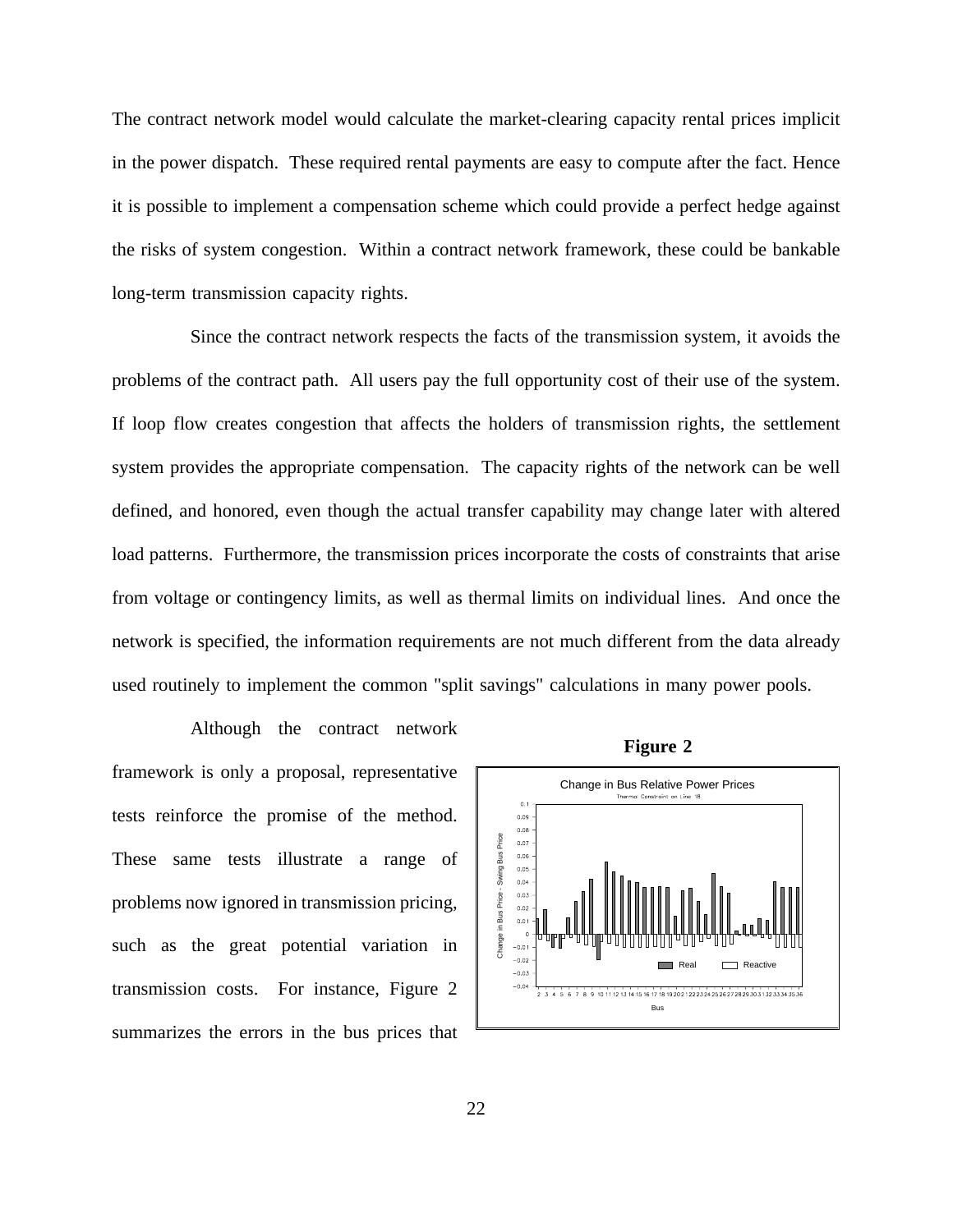The contract network model would calculate the market-clearing capacity rental prices implicit in the power dispatch. These required rental payments are easy to compute after the fact. Hence it is possible to implement a compensation scheme which could provide a perfect hedge against the risks of system congestion. Within a contract network framework, these could be bankable long-term transmission capacity rights.

Since the contract network respects the facts of the transmission system, it avoids the problems of the contract path. All users pay the full opportunity cost of their use of the system. If loop flow creates congestion that affects the holders of transmission rights, the settlement system provides the appropriate compensation. The capacity rights of the network can be well defined, and honored, even though the actual transfer capability may change later with altered load patterns. Furthermore, the transmission prices incorporate the costs of constraints that arise from voltage or contingency limits, as well as thermal limits on individual lines. And once the network is specified, the information requirements are not much different from the data already used routinely to implement the common "split savings" calculations in many power pools.

Although the contract network framework is only a proposal, representative tests reinforce the promise of the method. These same tests illustrate a range of problems now ignored in transmission pricing, such as the great potential variation in transmission costs. For instance, Figure 2 summarizes the errors in the bus prices that

**Figure 2**

Change in Bus Relative Power Prices
Thermal Constraint on Line 18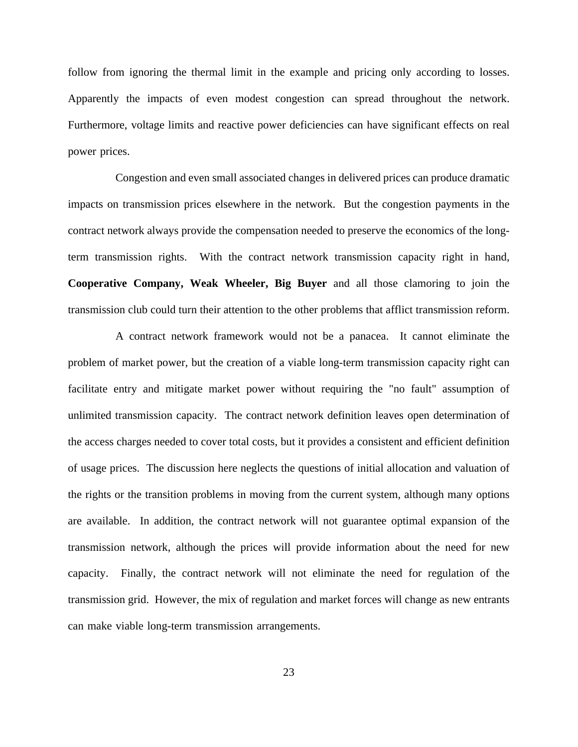follow from ignoring the thermal limit in the example and pricing only according to losses. Apparently the impacts of even modest congestion can spread throughout the network. Furthermore, voltage limits and reactive power deficiencies can have significant effects on real power prices.

Congestion and even small associated changes in delivered prices can produce dramatic impacts on transmission prices elsewhere in the network. But the congestion payments in the contract network always provide the compensation needed to preserve the economics of the long-term transmission rights. With the contract network transmission capacity right in hand, **Cooperative Company, Weak Wheeler, Big Buyer** and all those clamoring to join the transmission club could turn their attention to the other problems that afflict transmission reform.

A contract network framework would not be a panacea. It cannot eliminate the problem of market power, but the creation of a viable long-term transmission capacity right can facilitate entry and mitigate market power without requiring the "no fault" assumption of unlimited transmission capacity. The contract network definition leaves open determination of the access charges needed to cover total costs, but it provides a consistent and efficient definition of usage prices. The discussion here neglects the questions of initial allocation and valuation of the rights or the transition problems in moving from the current system, although many options are available. In addition, the contract network will not guarantee optimal expansion of the transmission network, although the prices will provide information about the need for new capacity. Finally, the contract network will not eliminate the need for regulation of the transmission grid. However, the mix of regulation and market forces will change as new entrants can make viable long-term transmission arrangements.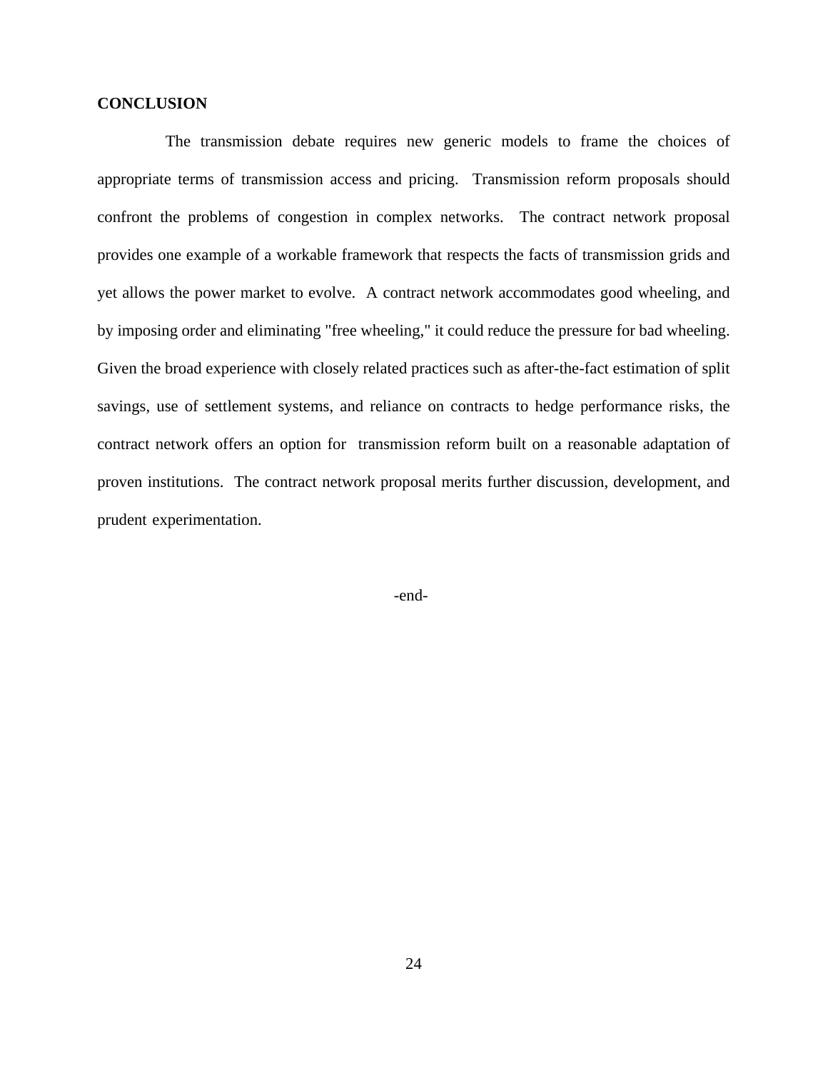## CONCLUSION

The transmission debate requires new generic models to frame the choices of appropriate terms of transmission access and pricing. Transmission reform proposals should confront the problems of congestion in complex networks. The contract network proposal provides one example of a workable framework that respects the facts of transmission grids and yet allows the power market to evolve. A contract network accommodates good wheeling, and by imposing order and eliminating "free wheeling," it could reduce the pressure for bad wheeling. Given the broad experience with closely related practices such as after-the-fact estimation of split savings, use of settlement systems, and reliance on contracts to hedge performance risks, the contract network offers an option for transmission reform built on a reasonable adaptation of proven institutions. The contract network proposal merits further discussion, development, and prudent experimentation.

-end-